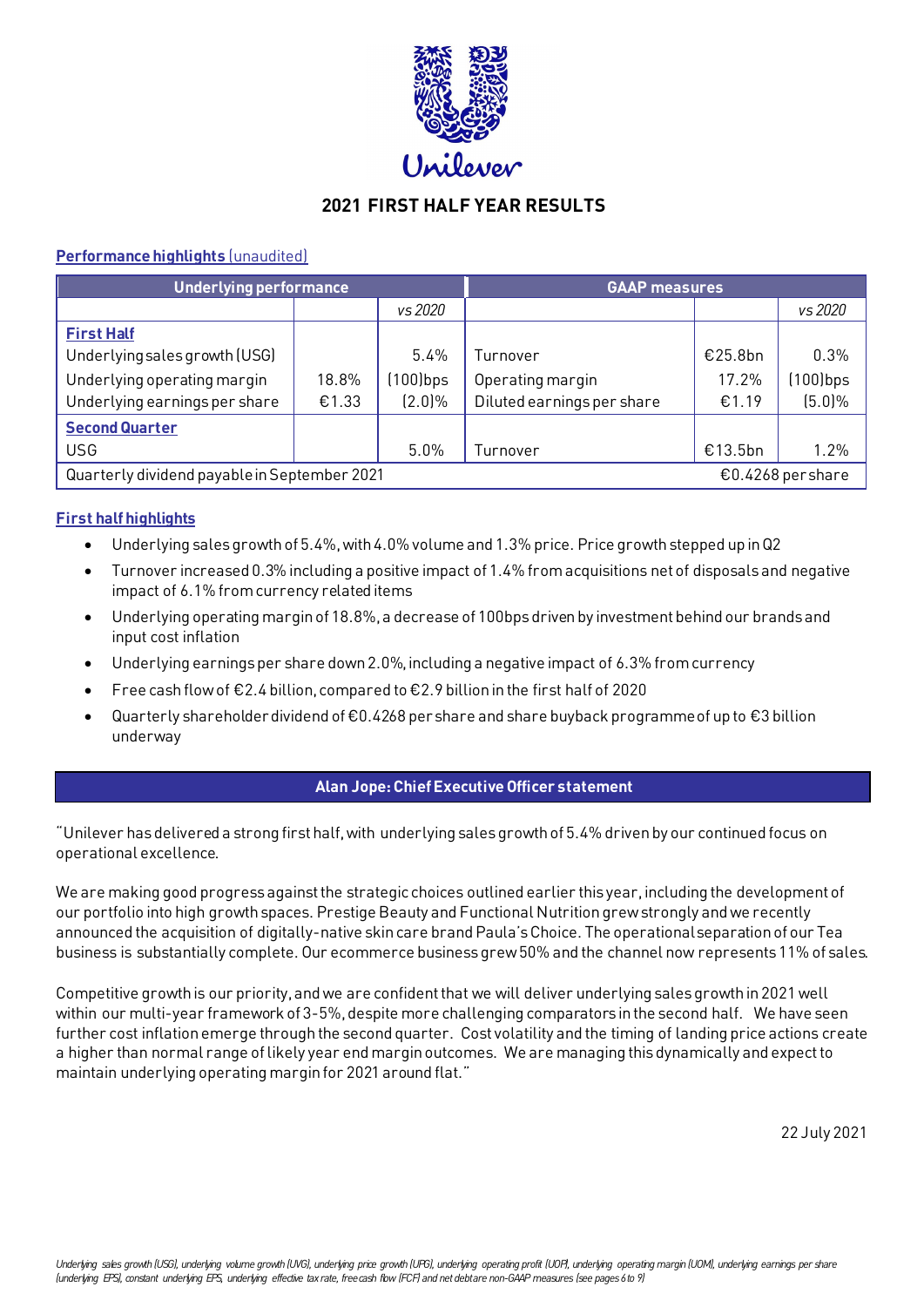# 2021 FIRST HALF YEAR RESULTS

**Performance highlights** (unaudited)

| Underlying performance | | | GAAP measures | | |
|---|---|---|---|---|---|
| | | *vs 2020* | | | *vs 2020* |
| **First Half** | | | | | |
| Underlying sales growth (USG) | | 5.4% | Turnover | €25.8bn | 0.3% |
| Underlying operating margin | 18.8% | (100)bps | Operating margin | 17.2% | (100)bps |
| Underlying earnings per share | €1.33 | (2.0)% | Diluted earnings per share | €1.19 | (5.0)% |
| **Second Quarter** | | | | | |
| USG | | 5.0% | Turnover | €13.5bn | 1.2% |
| Quarterly dividend payable in September 2021 | | | | €0.4268 per share | |

**First half highlights**

- Underlying sales growth of 5.4%, with 4.0% volume and 1.3% price. Price growth stepped up in Q2
- Turnover increased 0.3% including a positive impact of 1.4% from acquisitions net of disposals and negative impact of 6.1% from currency related items
- Underlying operating margin of 18.8%, a decrease of 100bps driven by investment behind our brands and input cost inflation
- Underlying earnings per share down 2.0%, including a negative impact of 6.3% from currency
- Free cash flow of €2.4 billion, compared to €2.9 billion in the first half of 2020
- Quarterly shareholder dividend of €0.4268 per share and share buyback programme of up to €3 billion underway

## Alan Jope: Chief Executive Officer statement

"Unilever has delivered a strong first half, with underlying sales growth of 5.4% driven by our continued focus on operational excellence.

We are making good progress against the strategic choices outlined earlier this year, including the development of our portfolio into high growth spaces. Prestige Beauty and Functional Nutrition grew strongly and we recently announced the acquisition of digitally-native skin care brand Paula's Choice. The operational separation of our Tea business is substantially complete. Our ecommerce business grew 50% and the channel now represents 11% of sales.

Competitive growth is our priority, and we are confident that we will deliver underlying sales growth in 2021 well within our multi-year framework of 3-5%, despite more challenging comparators in the second half. We have seen further cost inflation emerge through the second quarter. Cost volatility and the timing of landing price actions create a higher than normal range of likely year end margin outcomes. We are managing this dynamically and expect to maintain underlying operating margin for 2021 around flat."

22 July 2021

*Underlying sales growth (USG), underlying volume growth (UVG), underlying price growth (UPG), underlying operating profit (UOP), underlying operating margin (UOM), underlying earnings per share (underlying EPS), constant underlying EPS, underlying effective tax rate, free cash flow (FCF) and net debt are non-GAAP measures (see pages 6 to 9)*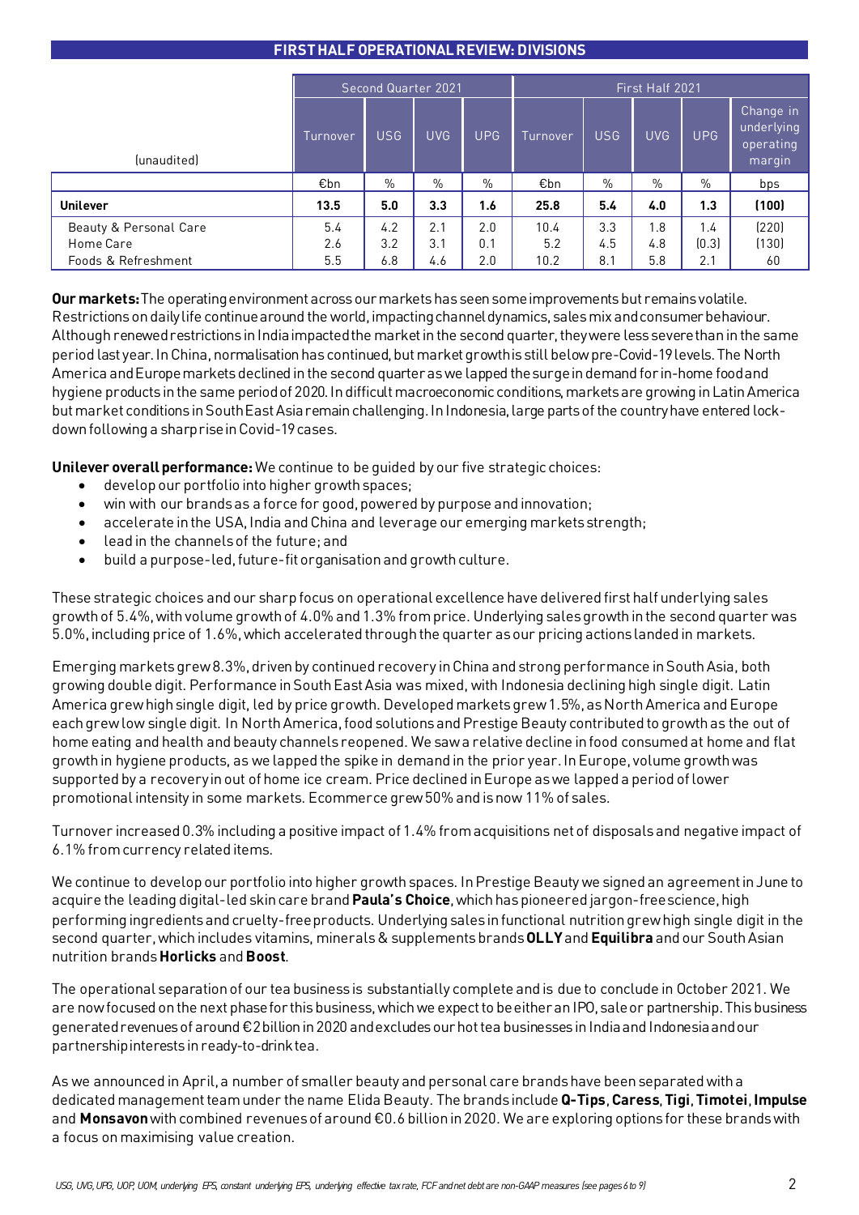## FIRST HALF OPERATIONAL REVIEW: DIVISIONS

| (unaudited) | Second Quarter 2021 | | | | First Half 2021 | | | | |
|---|---|---|---|---|---|---|---|---|---|
| | Turnover | USG | UVG | UPG | Turnover | USG | UVG | UPG | Change in underlying operating margin |
| | €bn | % | % | % | €bn | % | % | % | bps |
| **Unilever** | **13.5** | **5.0** | **3.3** | **1.6** | **25.8** | **5.4** | **4.0** | **1.3** | **(100)** |
| Beauty & Personal Care | 5.4 | 4.2 | 2.1 | 2.0 | 10.4 | 3.3 | 1.8 | 1.4 | (220) |
| Home Care | 2.6 | 3.2 | 3.1 | 0.1 | 5.2 | 4.5 | 4.8 | (0.3) | (130) |
| Foods & Refreshment | 5.5 | 6.8 | 4.6 | 2.0 | 10.2 | 8.1 | 5.8 | 2.1 | 60 |

**Our markets:** The operating environment across our markets has seen some improvements but remains volatile. Restrictions on daily life continue around the world, impacting channel dynamics, sales mix and consumer behaviour. Although renewed restrictions in India impacted the market in the second quarter, they were less severe than in the same period last year. In China, normalisation has continued, but market growth is still below pre-Covid-19 levels. The North America and Europe markets declined in the second quarter as we lapped the surge in demand for in-home food and hygiene products in the same period of 2020. In difficult macroeconomic conditions, markets are growing in Latin America but market conditions in South East Asia remain challenging. In Indonesia, large parts of the country have entered lock-down following a sharp rise in Covid-19 cases.

**Unilever overall performance:** We continue to be guided by our five strategic choices:

- develop our portfolio into higher growth spaces;
- win with our brands as a force for good, powered by purpose and innovation;
- accelerate in the USA, India and China and leverage our emerging markets strength;
- lead in the channels of the future; and
- build a purpose-led, future-fit organisation and growth culture.

These strategic choices and our sharp focus on operational excellence have delivered first half underlying sales growth of 5.4%, with volume growth of 4.0% and 1.3% from price. Underlying sales growth in the second quarter was 5.0%, including price of 1.6%, which accelerated through the quarter as our pricing actions landed in markets.

Emerging markets grew 8.3%, driven by continued recovery in China and strong performance in South Asia, both growing double digit. Performance in South East Asia was mixed, with Indonesia declining high single digit. Latin America grew high single digit, led by price growth. Developed markets grew 1.5%, as North America and Europe each grew low single digit. In North America, food solutions and Prestige Beauty contributed to growth as the out of home eating and health and beauty channels reopened. We saw a relative decline in food consumed at home and flat growth in hygiene products, as we lapped the spike in demand in the prior year. In Europe, volume growth was supported by a recovery in out of home ice cream. Price declined in Europe as we lapped a period of lower promotional intensity in some markets. Ecommerce grew 50% and is now 11% of sales.

Turnover increased 0.3% including a positive impact of 1.4% from acquisitions net of disposals and negative impact of 6.1% from currency related items.

We continue to develop our portfolio into higher growth spaces. In Prestige Beauty we signed an agreement in June to acquire the leading digital-led skin care brand **Paula's Choice**, which has pioneered jargon-free science, high performing ingredients and cruelty-free products. Underlying sales in functional nutrition grew high single digit in the second quarter, which includes vitamins, minerals & supplements brands **OLLY** and **Equilibra** and our South Asian nutrition brands **Horlicks** and **Boost**.

The operational separation of our tea business is substantially complete and is due to conclude in October 2021. We are now focused on the next phase for this business, which we expect to be either an IPO, sale or partnership. This business generated revenues of around €2 billion in 2020 and excludes our hot tea businesses in India and Indonesia and our partnership interests in ready-to-drink tea.

As we announced in April, a number of smaller beauty and personal care brands have been separated with a dedicated management team under the name Elida Beauty. The brands include **Q-Tips**, **Caress**, **Tigi**, **Timotei**, **Impulse** and **Monsavon** with combined revenues of around €0.6 billion in 2020. We are exploring options for these brands with a focus on maximising value creation.

*USG, UVG, UPG, UOP, UOM, underlying EPS, constant underlying EPS, underlying effective tax rate, FCF and net debt are non-GAAP measures (see pages 6 to 9)*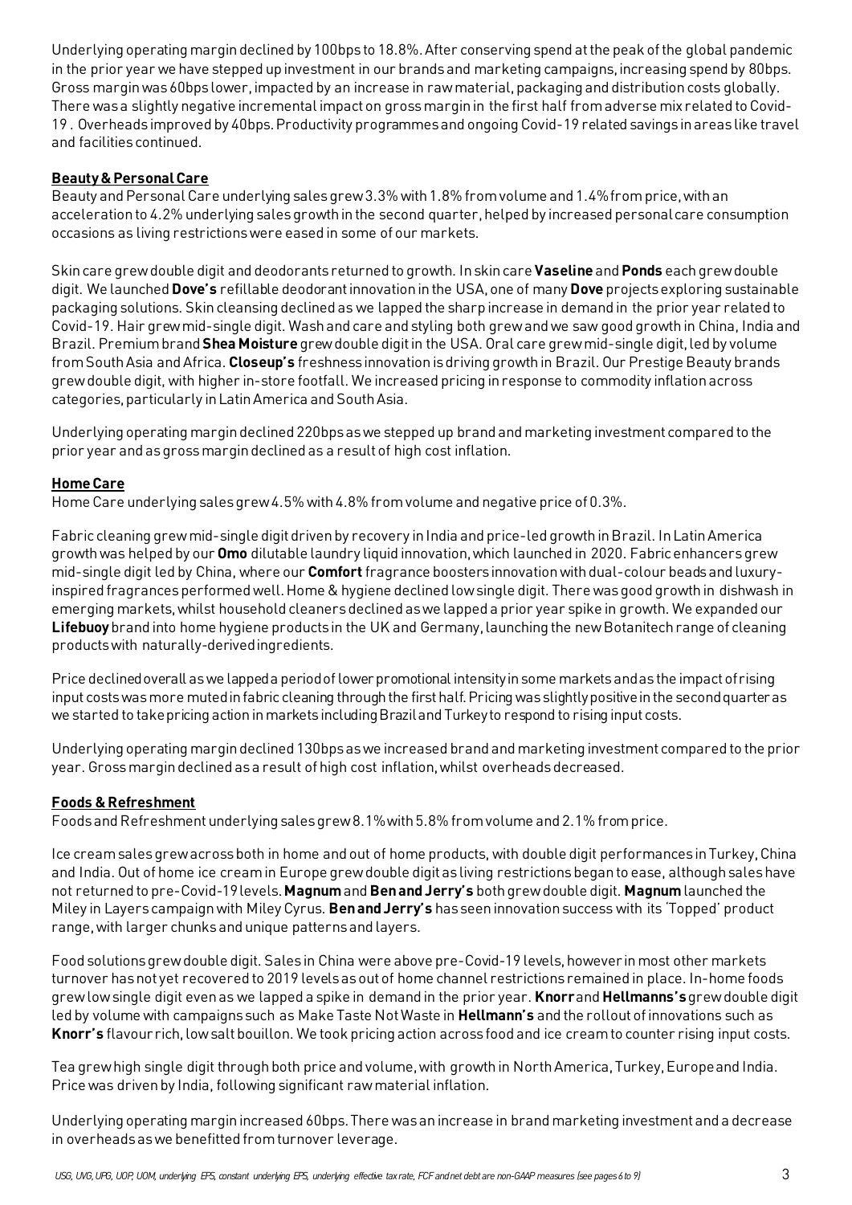Underlying operating margin declined by 100bps to 18.8%. After conserving spend at the peak of the global pandemic in the prior year we have stepped up investment in our brands and marketing campaigns, increasing spend by 80bps. Gross margin was 60bps lower, impacted by an increase in raw material, packaging and distribution costs globally. There was a slightly negative incremental impact on gross margin in the first half from adverse mix related to Covid-19 . Overheads improved by 40bps. Productivity programmes and ongoing Covid-19 related savings in areas like travel and facilities continued.

## Beauty & Personal Care

Beauty and Personal Care underlying sales grew 3.3% with 1.8% from volume and 1.4% from price, with an acceleration to 4.2% underlying sales growth in the second quarter, helped by increased personal care consumption occasions as living restrictions were eased in some of our markets.

Skin care grew double digit and deodorants returned to growth. In skin care **Vaseline** and **Ponds** each grew double digit. We launched **Dove's** refillable deodorant innovation in the USA, one of many **Dove** projects exploring sustainable packaging solutions. Skin cleansing declined as we lapped the sharp increase in demand in the prior year related to Covid-19. Hair grew mid-single digit. Wash and care and styling both grew and we saw good growth in China, India and Brazil. Premium brand **Shea Moisture** grew double digit in the USA. Oral care grew mid-single digit, led by volume from South Asia and Africa. **Closeup's** freshness innovation is driving growth in Brazil. Our Prestige Beauty brands grew double digit, with higher in-store footfall. We increased pricing in response to commodity inflation across categories, particularly in Latin America and South Asia.

Underlying operating margin declined 220bps as we stepped up brand and marketing investment compared to the prior year and as gross margin declined as a result of high cost inflation.

## Home Care

Home Care underlying sales grew 4.5% with 4.8% from volume and negative price of 0.3%.

Fabric cleaning grew mid-single digit driven by recovery in India and price-led growth in Brazil. In Latin America growth was helped by our **Omo** dilutable laundry liquid innovation, which launched in 2020. Fabric enhancers grew mid-single digit led by China, where our **Comfort** fragrance boosters innovation with dual-colour beads and luxury-inspired fragrances performed well. Home & hygiene declined low single digit. There was good growth in dishwash in emerging markets, whilst household cleaners declined as we lapped a prior year spike in growth. We expanded our **Lifebuoy** brand into home hygiene products in the UK and Germany, launching the new Botanitech range of cleaning products with naturally-derived ingredients.

Price declined overall as we lapped a period of lower promotional intensity in some markets and as the impact of rising input costs was more muted in fabric cleaning through the first half. Pricing was slightly positive in the second quarter as we started to take pricing action in markets including Brazil and Turkey to respond to rising input costs.

Underlying operating margin declined 130bps as we increased brand and marketing investment compared to the prior year. Gross margin declined as a result of high cost inflation, whilst overheads decreased.

## Foods & Refreshment

Foods and Refreshment underlying sales grew 8.1% with 5.8% from volume and 2.1% from price.

Ice cream sales grew across both in home and out of home products, with double digit performances in Turkey, China and India. Out of home ice cream in Europe grew double digit as living restrictions began to ease, although sales have not returned to pre-Covid-19 levels. **Magnum** and **Ben and Jerry's** both grew double digit. **Magnum** launched the Miley in Layers campaign with Miley Cyrus. **Ben and Jerry's** has seen innovation success with its 'Topped' product range, with larger chunks and unique patterns and layers.

Food solutions grew double digit. Sales in China were above pre-Covid-19 levels, however in most other markets turnover has not yet recovered to 2019 levels as out of home channel restrictions remained in place. In-home foods grew low single digit even as we lapped a spike in demand in the prior year. **Knorr** and **Hellmanns's** grew double digit led by volume with campaigns such as Make Taste Not Waste in **Hellmann's** and the rollout of innovations such as **Knorr's** flavour rich, low salt bouillon. We took pricing action across food and ice cream to counter rising input costs.

Tea grew high single digit through both price and volume, with growth in North America, Turkey, Europe and India. Price was driven by India, following significant raw material inflation.

Underlying operating margin increased 60bps. There was an increase in brand marketing investment and a decrease in overheads as we benefitted from turnover leverage.

*USG, UVG, UPG, UOP, UOM, underlying EPS, constant underlying EPS, underlying effective tax rate, FCF and net debt are non-GAAP measures (see pages 6 to 9)*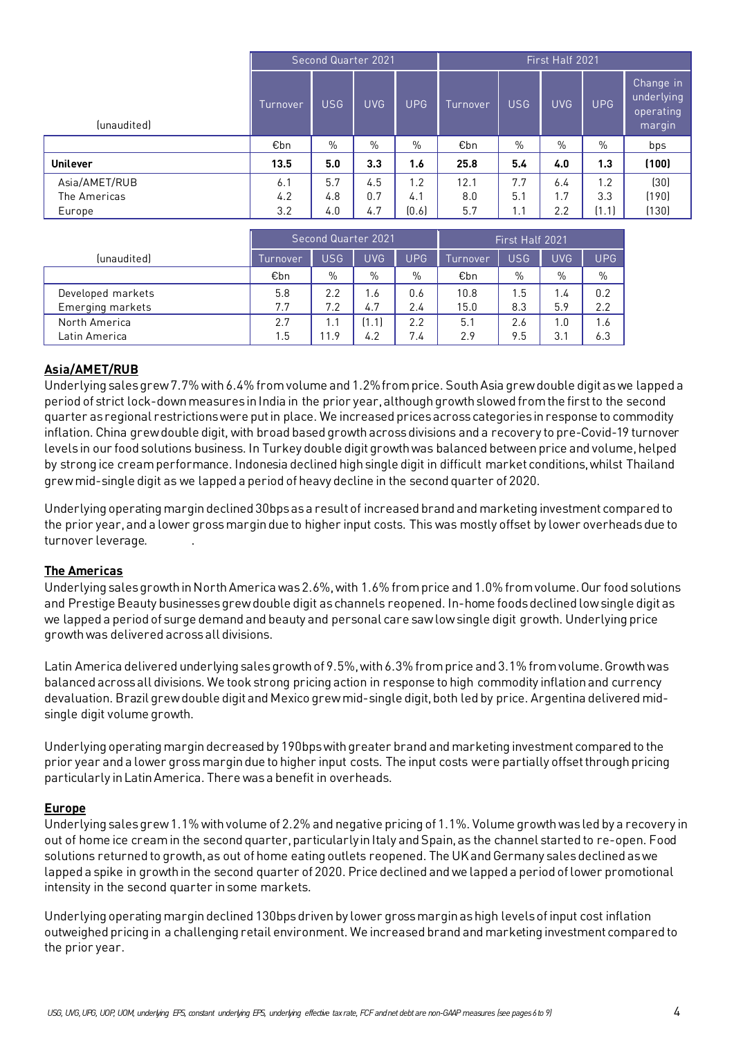| (unaudited) | Second Quarter 2021 | | | | First Half 2021 | | | | |
|---|---|---|---|---|---|---|---|---|---|
| | Turnover | USG | UVG | UPG | Turnover | USG | UVG | UPG | Change in underlying operating margin |
| | €bn | % | % | % | €bn | % | % | % | bps |
| **Unilever** | **13.5** | **5.0** | **3.3** | **1.6** | **25.8** | **5.4** | **4.0** | **1.3** | **(100)** |
| Asia/AMET/RUB | 6.1 | 5.7 | 4.5 | 1.2 | 12.1 | 7.7 | 6.4 | 1.2 | (30) |
| The Americas | 4.2 | 4.8 | 0.7 | 4.1 | 8.0 | 5.1 | 1.7 | 3.3 | (190) |
| Europe | 3.2 | 4.0 | 4.7 | (0.6) | 5.7 | 1.1 | 2.2 | (1.1) | (130) |

| (unaudited) | Second Quarter 2021 | | | | First Half 2021 | | | |
|---|---|---|---|---|---|---|---|---|
| | Turnover | USG | UVG | UPG | Turnover | USG | UVG | UPG |
| | €bn | % | % | % | €bn | % | % | % |
| Developed markets | 5.8 | 2.2 | 1.6 | 0.6 | 10.8 | 1.5 | 1.4 | 0.2 |
| Emerging markets | 7.7 | 7.2 | 4.7 | 2.4 | 15.0 | 8.3 | 5.9 | 2.2 |
| North America | 2.7 | 1.1 | (1.1) | 2.2 | 5.1 | 2.6 | 1.0 | 1.6 |
| Latin America | 1.5 | 11.9 | 4.2 | 7.4 | 2.9 | 9.5 | 3.1 | 6.3 |

## Asia/AMET/RUB

Underlying sales grew 7.7% with 6.4% from volume and 1.2% from price. South Asia grew double digit as we lapped a period of strict lock-down measures in India in the prior year, although growth slowed from the first to the second quarter as regional restrictions were put in place. We increased prices across categories in response to commodity inflation. China grew double digit, with broad based growth across divisions and a recovery to pre-Covid-19 turnover levels in our food solutions business. In Turkey double digit growth was balanced between price and volume, helped by strong ice cream performance. Indonesia declined high single digit in difficult market conditions, whilst Thailand grew mid-single digit as we lapped a period of heavy decline in the second quarter of 2020.

Underlying operating margin declined 30bps as a result of increased brand and marketing investment compared to the prior year, and a lower gross margin due to higher input costs. This was mostly offset by lower overheads due to turnover leverage.

## The Americas

Underlying sales growth in North America was 2.6%, with 1.6% from price and 1.0% from volume. Our food solutions and Prestige Beauty businesses grew double digit as channels reopened. In-home foods declined low single digit as we lapped a period of surge demand and beauty and personal care saw low single digit growth. Underlying price growth was delivered across all divisions.

Latin America delivered underlying sales growth of 9.5%, with 6.3% from price and 3.1% from volume. Growth was balanced across all divisions. We took strong pricing action in response to high commodity inflation and currency devaluation. Brazil grew double digit and Mexico grew mid-single digit, both led by price. Argentina delivered mid-single digit volume growth.

Underlying operating margin decreased by 190bps with greater brand and marketing investment compared to the prior year and a lower gross margin due to higher input costs. The input costs were partially offset through pricing particularly in Latin America. There was a benefit in overheads.

## Europe

Underlying sales grew 1.1% with volume of 2.2% and negative pricing of 1.1%. Volume growth was led by a recovery in out of home ice cream in the second quarter, particularly in Italy and Spain, as the channel started to re-open. Food solutions returned to growth, as out of home eating outlets reopened. The UK and Germany sales declined as we lapped a spike in growth in the second quarter of 2020. Price declined and we lapped a period of lower promotional intensity in the second quarter in some markets.

Underlying operating margin declined 130bps driven by lower gross margin as high levels of input cost inflation outweighed pricing in a challenging retail environment. We increased brand and marketing investment compared to the prior year.

*USG, UVG, UPG, UOP, UOM, underlying EPS, constant underlying EPS, underlying effective tax rate, FCF and net debt are non-GAAP measures (see pages 6 to 9)*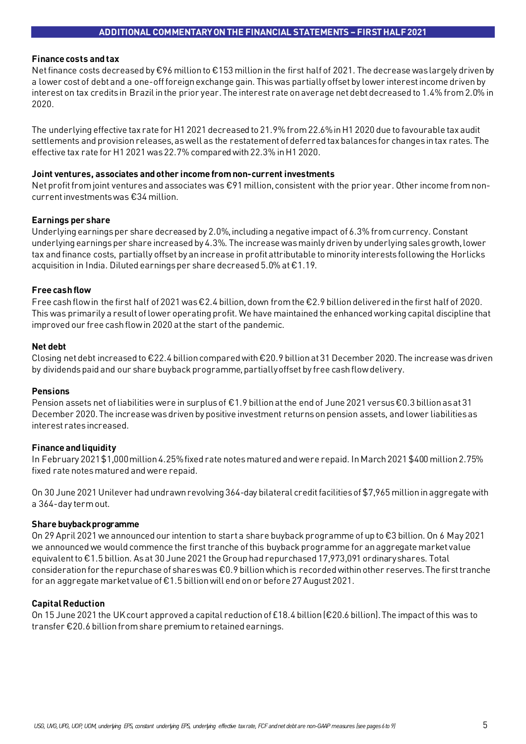## ADDITIONAL COMMENTARY ON THE FINANCIAL STATEMENTS – FIRST HALF 2021

### Finance costs and tax

Net finance costs decreased by €96 million to €153 million in the first half of 2021. The decrease was largely driven by a lower cost of debt and a one-off foreign exchange gain. This was partially offset by lower interest income driven by interest on tax credits in Brazil in the prior year. The interest rate on average net debt decreased to 1.4% from 2.0% in 2020.

The underlying effective tax rate for H1 2021 decreased to 21.9% from 22.6% in H1 2020 due to favourable tax audit settlements and provision releases, as well as the restatement of deferred tax balances for changes in tax rates. The effective tax rate for H1 2021 was 22.7% compared with 22.3% in H1 2020.

### Joint ventures, associates and other income from non-current investments

Net profit from joint ventures and associates was €91 million, consistent with the prior year. Other income from non-current investments was €34 million.

### Earnings per share

Underlying earnings per share decreased by 2.0%, including a negative impact of 6.3% from currency. Constant underlying earnings per share increased by 4.3%. The increase was mainly driven by underlying sales growth, lower tax and finance costs, partially offset by an increase in profit attributable to minority interests following the Horlicks acquisition in India. Diluted earnings per share decreased 5.0% at €1.19.

### Free cash flow

Free cash flow in the first half of 2021 was €2.4 billion, down from the €2.9 billion delivered in the first half of 2020. This was primarily a result of lower operating profit. We have maintained the enhanced working capital discipline that improved our free cash flow in 2020 at the start of the pandemic.

### Net debt

Closing net debt increased to €22.4 billion compared with €20.9 billion at 31 December 2020. The increase was driven by dividends paid and our share buyback programme, partially offset by free cash flow delivery.

### Pensions

Pension assets net of liabilities were in surplus of €1.9 billion at the end of June 2021 versus €0.3 billion as at 31 December 2020. The increase was driven by positive investment returns on pension assets, and lower liabilities as interest rates increased.

### Finance and liquidity

In February 2021 $1,000 million 4.25% fixed rate notes matured and were repaid. In March 2021 $400 million 2.75% fixed rate notes matured and were repaid.

On 30 June 2021 Unilever had undrawn revolving 364-day bilateral credit facilities of $7,965 million in aggregate with a 364-day term out.

### Share buyback programme

On 29 April 2021 we announced our intention to start a share buyback programme of up to €3 billion. On 6 May 2021 we announced we would commence the first tranche of this buyback programme for an aggregate market value equivalent to €1.5 billion. As at 30 June 2021 the Group had repurchased 17,973,091 ordinary shares. Total consideration for the repurchase of shares was €0.9 billion which is recorded within other reserves. The first tranche for an aggregate market value of €1.5 billion will end on or before 27 August 2021.

### Capital Reduction

On 15 June 2021 the UK court approved a capital reduction of £18.4 billion (€20.6 billion). The impact of this was to transfer €20.6 billion from share premium to retained earnings.

*USG, UVG, UPG, UOP, UOM, underlying EPS, constant underlying EPS, underlying effective tax rate, FCF and net debt are non-GAAP measures (see pages 6 to 9)*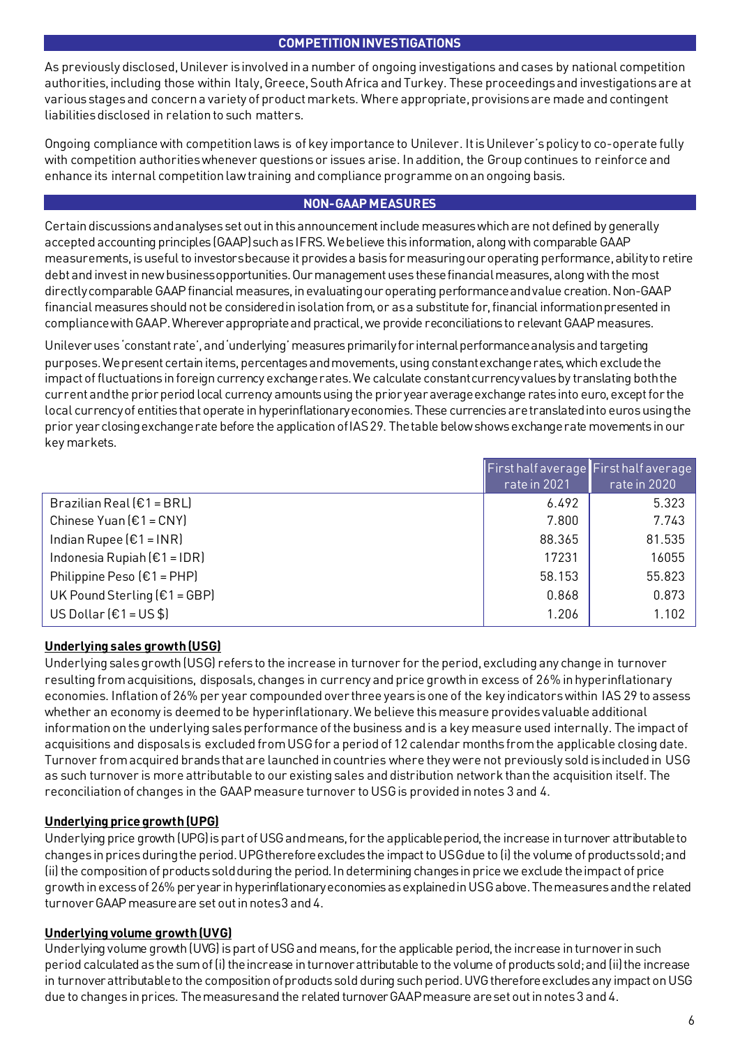## COMPETITION INVESTIGATIONS

As previously disclosed, Unilever is involved in a number of ongoing investigations and cases by national competition authorities, including those within Italy, Greece, South Africa and Turkey. These proceedings and investigations are at various stages and concern a variety of product markets. Where appropriate, provisions are made and contingent liabilities disclosed in relation to such matters.

Ongoing compliance with competition laws is of key importance to Unilever. It is Unilever's policy to co-operate fully with competition authorities whenever questions or issues arise. In addition, the Group continues to reinforce and enhance its internal competition law training and compliance programme on an ongoing basis.

## NON-GAAP MEASURES

Certain discussions and analyses set out in this announcement include measures which are not defined by generally accepted accounting principles (GAAP) such as IFRS. We believe this information, along with comparable GAAP measurements, is useful to investors because it provides a basis for measuring our operating performance, ability to retire debt and invest in new business opportunities. Our management uses these financial measures, along with the most directly comparable GAAP financial measures, in evaluating our operating performance and value creation. Non-GAAP financial measures should not be considered in isolation from, or as a substitute for, financial information presented in compliance with GAAP. Wherever appropriate and practical, we provide reconciliations to relevant GAAP measures.

Unilever uses 'constant rate', and 'underlying' measures primarily for internal performance analysis and targeting purposes. We present certain items, percentages and movements, using constant exchange rates, which exclude the impact of fluctuations in foreign currency exchange rates. We calculate constant currency values by translating both the current and the prior period local currency amounts using the prior year average exchange rates into euro, except for the local currency of entities that operate in hyperinflationary economies. These currencies are translated into euros using the prior year closing exchange rate before the application of IAS 29. The table below shows exchange rate movements in our key markets.

| | First half average rate in 2021 | First half average rate in 2020 |
|---|---|---|
| Brazilian Real (€1 = BRL) | 6.492 | 5.323 |
| Chinese Yuan (€1 = CNY) | 7.800 | 7.743 |
| Indian Rupee (€1 = INR) | 88.365 | 81.535 |
| Indonesia Rupiah (€1 = IDR) | 17231 | 16055 |
| Philippine Peso (€1 = PHP) | 58.153 | 55.823 |
| UK Pound Sterling (€1 = GBP) | 0.868 | 0.873 |
| US Dollar (€1 = US $) | 1.206 | 1.102 |

### Underlying sales growth (USG)

Underlying sales growth (USG) refers to the increase in turnover for the period, excluding any change in turnover resulting from acquisitions, disposals, changes in currency and price growth in excess of 26% in hyperinflationary economies. Inflation of 26% per year compounded over three years is one of the key indicators within IAS 29 to assess whether an economy is deemed to be hyperinflationary. We believe this measure provides valuable additional information on the underlying sales performance of the business and is a key measure used internally. The impact of acquisitions and disposals is excluded from USG for a period of 12 calendar months from the applicable closing date. Turnover from acquired brands that are launched in countries where they were not previously sold is included in USG as such turnover is more attributable to our existing sales and distribution network than the acquisition itself. The reconciliation of changes in the GAAP measure turnover to USG is provided in notes 3 and 4.

### Underlying price growth (UPG)

Underlying price growth (UPG) is part of USG and means, for the applicable period, the increase in turnover attributable to changes in prices during the period. UPG therefore excludes the impact to USG due to (i) the volume of products sold; and (ii) the composition of products sold during the period. In determining changes in price we exclude the impact of price growth in excess of 26% per year in hyperinflationary economies as explained in USG above. The measures and the related turnover GAAP measure are set out in notes 3 and 4.

### Underlying volume growth (UVG)

Underlying volume growth (UVG) is part of USG and means, for the applicable period, the increase in turnover in such period calculated as the sum of (i) the increase in turnover attributable to the volume of products sold; and (ii) the increase in turnover attributable to the composition of products sold during such period. UVG therefore excludes any impact on USG due to changes in prices. The measures and the related turnover GAAP measure are set out in notes 3 and 4.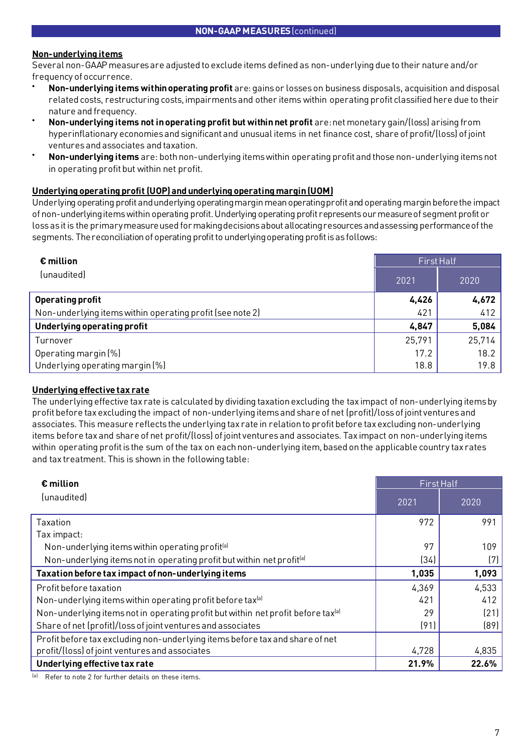**NON-GAAP MEASURES** (continued)

## Non-underlying items

Several non-GAAP measures are adjusted to exclude items defined as non-underlying due to their nature and/or frequency of occurrence.

- **Non-underlying items within operating profit** are: gains or losses on business disposals, acquisition and disposal related costs, restructuring costs, impairments and other items within operating profit classified here due to their nature and frequency.
- **Non-underlying items not in operating profit but within net profit** are: net monetary gain/(loss) arising from hyperinflationary economies and significant and unusual items in net finance cost, share of profit/(loss) of joint ventures and associates and taxation.
- **Non-underlying items** are: both non-underlying items within operating profit and those non-underlying items not in operating profit but within net profit.

## Underlying operating profit (UOP) and underlying operating margin (UOM)

Underlying operating profit and underlying operating margin mean operating profit and operating margin before the impact of non-underlying items within operating profit. Underlying operating profit represents our measure of segment profit or loss as it is the primary measure used for making decisions about allocating resources and assessing performance of the segments. The reconciliation of operating profit to underlying operating profit is as follows:

| **€ million** (unaudited) | First Half | |
|---|---|---|
| | 2021 | 2020 |
| **Operating profit** | **4,426** | **4,672** |
| Non-underlying items within operating profit (see note 2) | 421 | 412 |
| **Underlying operating profit** | **4,847** | **5,084** |
| Turnover | 25,791 | 25,714 |
| Operating margin (%) | 17.2 | 18.2 |
| Underlying operating margin (%) | 18.8 | 19.8 |

## Underlying effective tax rate

The underlying effective tax rate is calculated by dividing taxation excluding the tax impact of non-underlying items by profit before tax excluding the impact of non-underlying items and share of net (profit)/loss of joint ventures and associates. This measure reflects the underlying tax rate in relation to profit before tax excluding non-underlying items before tax and share of net profit/(loss) of joint ventures and associates. Tax impact on non-underlying items within operating profit is the sum of the tax on each non-underlying item, based on the applicable country tax rates and tax treatment. This is shown in the following table:

| **€ million** (unaudited) | First Half | |
|---|---|---|
| | 2021 | 2020 |
| Taxation | 972 | 991 |
| Tax impact: | | |
| Non-underlying items within operating profit[a] | 97 | 109 |
| Non-underlying items not in operating profit but within net profit[a] | (34) | (7) |
| **Taxation before tax impact of non-underlying items** | **1,035** | **1,093** |
| Profit before taxation | 4,369 | 4,533 |
| Non-underlying items within operating profit before tax[a] | 421 | 412 |
| Non-underlying items not in operating profit but within net profit before tax[a] | 29 | (21) |
| Share of net (profit)/loss of joint ventures and associates | (91) | (89) |
| Profit before tax excluding non-underlying items before tax and share of net profit/(loss) of joint ventures and associates | 4,728 | 4,835 |
| **Underlying effective tax rate** | **21.9%** | **22.6%** |

[a] Refer to note 2 for further details on these items.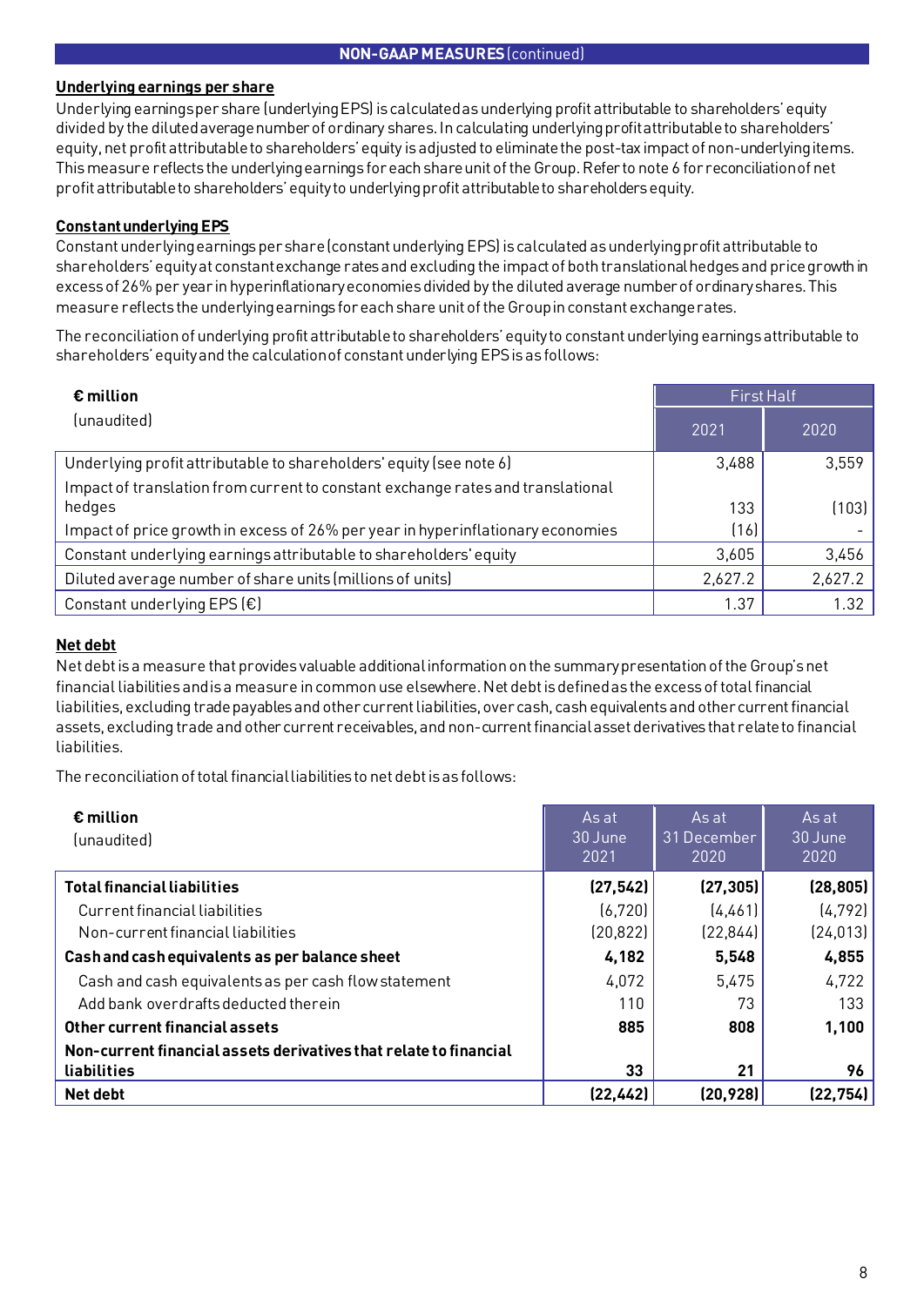## NON-GAAP MEASURES (continued)

### Underlying earnings per share

Underlying earnings per share (underlying EPS) is calculated as underlying profit attributable to shareholders' equity divided by the diluted average number of ordinary shares. In calculating underlying profit attributable to shareholders' equity, net profit attributable to shareholders' equity is adjusted to eliminate the post-tax impact of non-underlying items. This measure reflects the underlying earnings for each share unit of the Group. Refer to note 6 for reconciliation of net profit attributable to shareholders' equity to underlying profit attributable to shareholders equity.

### Constant underlying EPS

Constant underlying earnings per share (constant underlying EPS) is calculated as underlying profit attributable to shareholders' equity at constant exchange rates and excluding the impact of both translational hedges and price growth in excess of 26% per year in hyperinflationary economies divided by the diluted average number of ordinary shares. This measure reflects the underlying earnings for each share unit of the Group in constant exchange rates.

The reconciliation of underlying profit attributable to shareholders' equity to constant underlying earnings attributable to shareholders' equity and the calculation of constant underlying EPS is as follows:

| **€ million** (unaudited) | First Half | |
|---|---|---|
| | 2021 | 2020 |
| Underlying profit attributable to shareholders' equity (see note 6) | 3,488 | 3,559 |
| Impact of translation from current to constant exchange rates and translational hedges | 133 | (103) |
| Impact of price growth in excess of 26% per year in hyperinflationary economies | (16) | - |
| Constant underlying earnings attributable to shareholders' equity | 3,605 | 3,456 |
| Diluted average number of share units (millions of units) | 2,627.2 | 2,627.2 |
| Constant underlying EPS (€) | 1.37 | 1.32 |

### Net debt

Net debt is a measure that provides valuable additional information on the summary presentation of the Group's net financial liabilities and is a measure in common use elsewhere. Net debt is defined as the excess of total financial liabilities, excluding trade payables and other current liabilities, over cash, cash equivalents and other current financial assets, excluding trade and other current receivables, and non-current financial asset derivatives that relate to financial liabilities.

The reconciliation of total financial liabilities to net debt is as follows:

| **€ million** (unaudited) | As at 30 June 2021 | As at 31 December 2020 | As at 30 June 2020 |
|---|---|---|---|
| **Total financial liabilities** | **(27,542)** | **(27,305)** | **(28,805)** |
| Current financial liabilities | (6,720) | (4,461) | (4,792) |
| Non-current financial liabilities | (20,822) | (22,844) | (24,013) |
| **Cash and cash equivalents as per balance sheet** | **4,182** | **5,548** | **4,855** |
| Cash and cash equivalents as per cash flow statement | 4,072 | 5,475 | 4,722 |
| Add bank overdrafts deducted therein | 110 | 73 | 133 |
| **Other current financial assets** | **885** | **808** | **1,100** |
| **Non-current financial assets derivatives that relate to financial liabilities** | **33** | **21** | **96** |
| **Net debt** | **(22,442)** | **(20,928)** | **(22,754)** |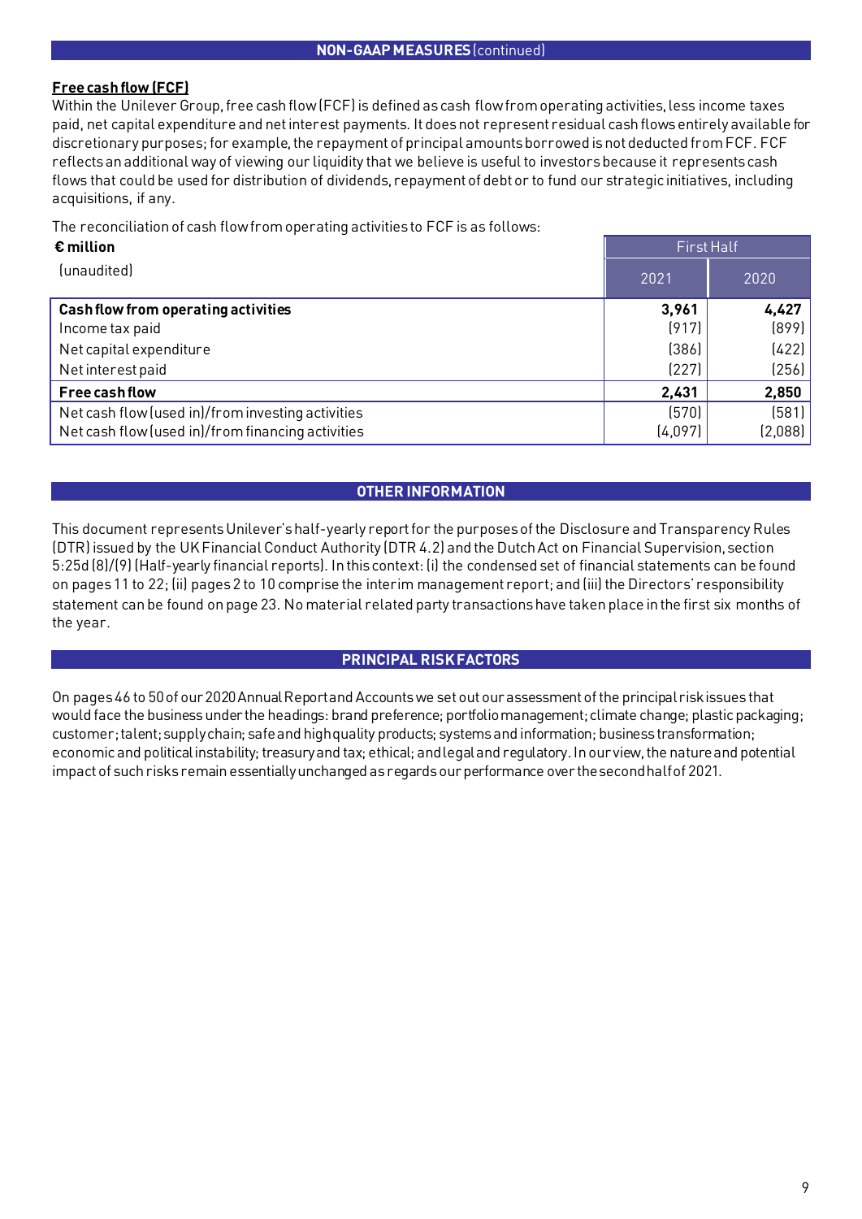## NON-GAAP MEASURES (continued)

**Free cash flow (FCF)**

Within the Unilever Group, free cash flow (FCF) is defined as cash flow from operating activities, less income taxes paid, net capital expenditure and net interest payments. It does not represent residual cash flows entirely available for discretionary purposes; for example, the repayment of principal amounts borrowed is not deducted from FCF. FCF reflects an additional way of viewing our liquidity that we believe is useful to investors because it represents cash flows that could be used for distribution of dividends, repayment of debt or to fund our strategic initiatives, including acquisitions, if any.

The reconciliation of cash flow from operating activities to FCF is as follows:

| **€ million** | First Half | |
|---|---|---|
| (unaudited) | 2021 | 2020 |
| **Cash flow from operating activities** | **3,961** | **4,427** |
| Income tax paid | (917) | (899) |
| Net capital expenditure | (386) | (422) |
| Net interest paid | (227) | (256) |
| **Free cash flow** | **2,431** | **2,850** |
| Net cash flow (used in)/from investing activities | (570) | (581) |
| Net cash flow (used in)/from financing activities | (4,097) | (2,088) |

## OTHER INFORMATION

This document represents Unilever's half-yearly report for the purposes of the Disclosure and Transparency Rules (DTR) issued by the UK Financial Conduct Authority (DTR 4.2) and the Dutch Act on Financial Supervision, section 5:25d (8)/(9) (Half-yearly financial reports). In this context: (i) the condensed set of financial statements can be found on pages 11 to 22; (ii) pages 2 to 10 comprise the interim management report; and (iii) the Directors' responsibility statement can be found on page 23. No material related party transactions have taken place in the first six months of the year.

## PRINCIPAL RISK FACTORS

On pages 46 to 50 of our 2020 Annual Report and Accounts we set out our assessment of the principal risk issues that would face the business under the headings: brand preference; portfolio management; climate change; plastic packaging; customer; talent; supply chain; safe and high quality products; systems and information; business transformation; economic and political instability; treasury and tax; ethical; and legal and regulatory. In our view, the nature and potential impact of such risks remain essentially unchanged as regards our performance over the second half of 2021.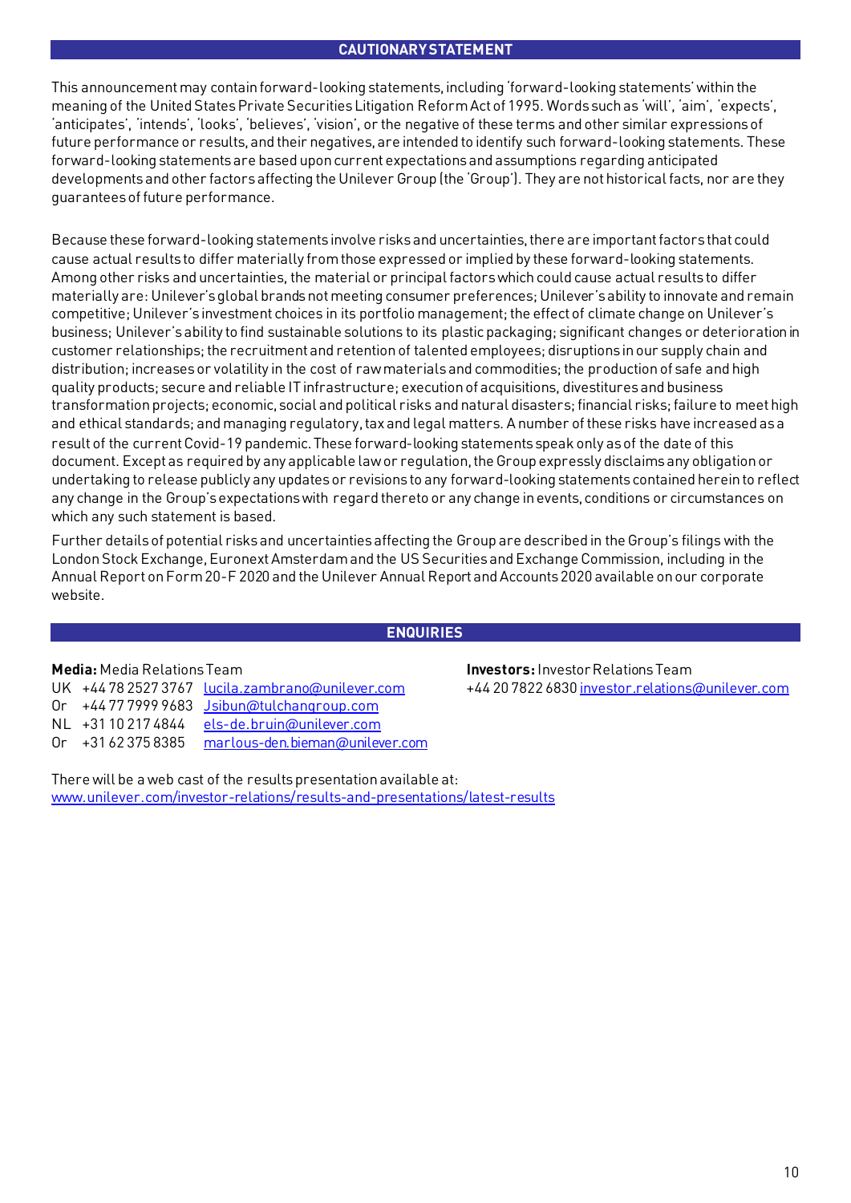## CAUTIONARY STATEMENT

This announcement may contain forward-looking statements, including 'forward-looking statements' within the meaning of the United States Private Securities Litigation Reform Act of 1995. Words such as 'will', 'aim', 'expects', 'anticipates', 'intends', 'looks', 'believes', 'vision', or the negative of these terms and other similar expressions of future performance or results, and their negatives, are intended to identify such forward-looking statements. These forward-looking statements are based upon current expectations and assumptions regarding anticipated developments and other factors affecting the Unilever Group (the 'Group'). They are not historical facts, nor are they guarantees of future performance.

Because these forward-looking statements involve risks and uncertainties, there are important factors that could cause actual results to differ materially from those expressed or implied by these forward-looking statements. Among other risks and uncertainties, the material or principal factors which could cause actual results to differ materially are: Unilever's global brands not meeting consumer preferences; Unilever's ability to innovate and remain competitive; Unilever's investment choices in its portfolio management; the effect of climate change on Unilever's business; Unilever's ability to find sustainable solutions to its plastic packaging; significant changes or deterioration in customer relationships; the recruitment and retention of talented employees; disruptions in our supply chain and distribution; increases or volatility in the cost of raw materials and commodities; the production of safe and high quality products; secure and reliable IT infrastructure; execution of acquisitions, divestitures and business transformation projects; economic, social and political risks and natural disasters; financial risks; failure to meet high and ethical standards; and managing regulatory, tax and legal matters. A number of these risks have increased as a result of the current Covid-19 pandemic. These forward-looking statements speak only as of the date of this document. Except as required by any applicable law or regulation, the Group expressly disclaims any obligation or undertaking to release publicly any updates or revisions to any forward-looking statements contained herein to reflect any change in the Group's expectations with regard thereto or any change in events, conditions or circumstances on which any such statement is based.

Further details of potential risks and uncertainties affecting the Group are described in the Group's filings with the London Stock Exchange, Euronext Amsterdam and the US Securities and Exchange Commission, including in the Annual Report on Form 20-F 2020 and the Unilever Annual Report and Accounts 2020 available on our corporate website.

## ENQUIRIES

**Media:** Media Relations Team

| | | |
|---|---|---|
| UK | +44 78 2527 3767 | lucila.zambrano@unilever.com |
| Or | +44 77 7999 9683 | Jsibun@tulchangroup.com |
| NL | +31 10 217 4844 | els-de.bruin@unilever.com |
| Or | +31 62 375 8385 | marlous-den.bieman@unilever.com |

**Investors:** Investor Relations Team
+44 20 7822 6830 investor.relations@unilever.com

There will be a web cast of the results presentation available at:
www.unilever.com/investor-relations/results-and-presentations/latest-results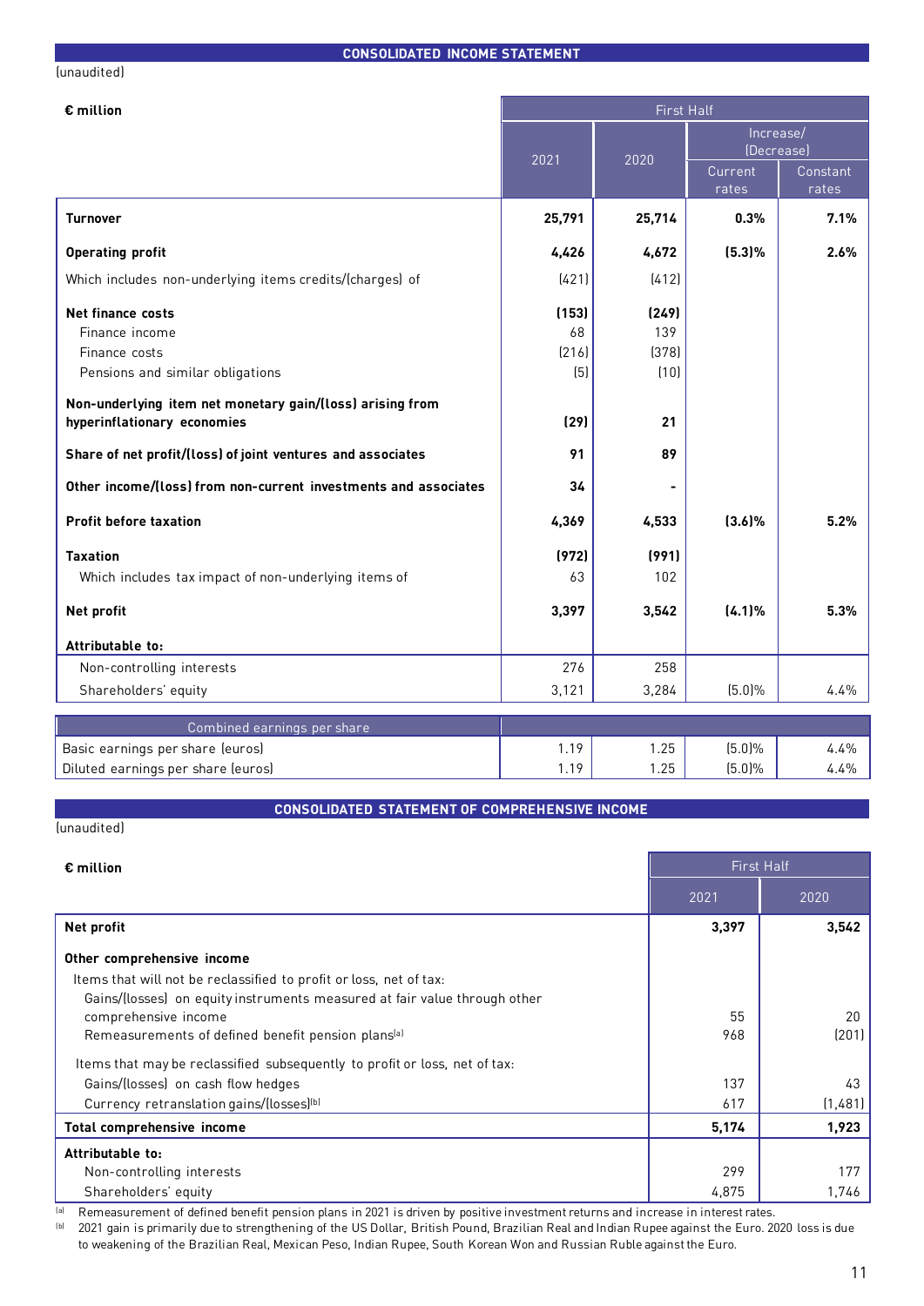## CONSOLIDATED INCOME STATEMENT

(unaudited)

| € million | First Half | | | |
|---|---|---|---|---|
| | 2021 | 2020 | Increase/ (Decrease) Current rates | Increase/ (Decrease) Constant rates |
| **Turnover** | **25,791** | **25,714** | **0.3%** | **7.1%** |
| **Operating profit** | **4,426** | **4,672** | **(5.3)%** | **2.6%** |
| Which includes non-underlying items credits/(charges) of | (421) | (412) | | |
| **Net finance costs** | **(153)** | **(249)** | | |
| Finance income | 68 | 139 | | |
| Finance costs | (216) | (378) | | |
| Pensions and similar obligations | (5) | (10) | | |
| **Non-underlying item net monetary gain/(loss) arising from hyperinflationary economies** | **(29)** | **21** | | |
| **Share of net profit/(loss) of joint ventures and associates** | **91** | **89** | | |
| **Other income/(loss) from non-current investments and associates** | **34** | **-** | | |
| **Profit before taxation** | **4,369** | **4,533** | **(3.6)%** | **5.2%** |
| **Taxation** | **(972)** | **(991)** | | |
| Which includes tax impact of non-underlying items of | 63 | 102 | | |
| **Net profit** | **3,397** | **3,542** | **(4.1)%** | **5.3%** |
| **Attributable to:** | | | | |
| Non-controlling interests | 276 | 258 | | |
| Shareholders' equity | 3,121 | 3,284 | (5.0)% | 4.4% |

| Combined earnings per share | | | | |
|---|---|---|---|---|
| Basic earnings per share (euros) | 1.19 | 1.25 | (5.0)% | 4.4% |
| Diluted earnings per share (euros) | 1.19 | 1.25 | (5.0)% | 4.4% |

## CONSOLIDATED STATEMENT OF COMPREHENSIVE INCOME

(unaudited)

| € million | First Half | |
|---|---|---|
| | 2021 | 2020 |
| **Net profit** | **3,397** | **3,542** |
| **Other comprehensive income** | | |
| Items that will not be reclassified to profit or loss, net of tax: | | |
| Gains/(losses) on equity instruments measured at fair value through other comprehensive income | 55 | 20 |
| Remeasurements of defined benefit pension plans[a] | 968 | (201) |
| Items that may be reclassified subsequently to profit or loss, net of tax: | | |
| Gains/(losses) on cash flow hedges | 137 | 43 |
| Currency retranslation gains/(losses)[b] | 617 | (1,481) |
| **Total comprehensive income** | **5,174** | **1,923** |
| **Attributable to:** | | |
| Non-controlling interests | 299 | 177 |
| Shareholders' equity | 4,875 | 1,746 |

[a] Remeasurement of defined benefit pension plans in 2021 is driven by positive investment returns and increase in interest rates.

[b] 2021 gain is primarily due to strengthening of the US Dollar, British Pound, Brazilian Real and Indian Rupee against the Euro. 2020 loss is due to weakening of the Brazilian Real, Mexican Peso, Indian Rupee, South Korean Won and Russian Ruble against the Euro.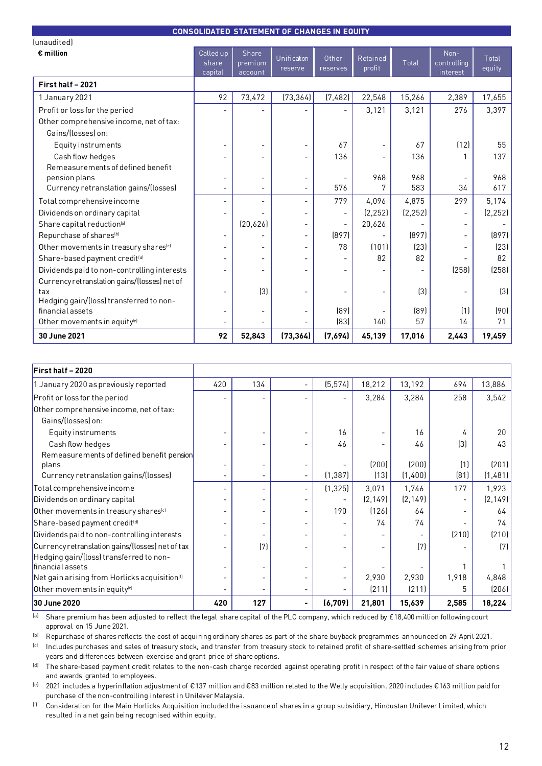## CONSOLIDATED STATEMENT OF CHANGES IN EQUITY

(unaudited)

| € million | Called up share capital | Share premium account | Unification reserve | Other reserves | Retained profit | Total | Non-controlling interest | Total equity |
|---|---|---|---|---|---|---|---|---|
| **First half – 2021** | | | | | | | | |
| 1 January 2021 | 92 | 73,472 | (73,364) | (7,482) | 22,548 | 15,266 | 2,389 | 17,655 |
| Profit or loss for the period | - | - | - | - | 3,121 | 3,121 | 276 | 3,397 |
| Other comprehensive income, net of tax: | | | | | | | | |
| Gains/(losses) on: | | | | | | | | |
| Equity instruments | - | - | - | 67 | - | 67 | (12) | 55 |
| Cash flow hedges | - | - | - | 136 | - | 136 | 1 | 137 |
| Remeasurements of defined benefit pension plans | - | - | - | - | 968 | 968 | - | 968 |
| Currency retranslation gains/(losses) | - | - | - | 576 | 7 | 583 | 34 | 617 |
| Total comprehensive income | - | - | - | 779 | 4,096 | 4,875 | 299 | 5,174 |
| Dividends on ordinary capital | - | - | - | - | (2,252) | (2,252) | - | (2,252) |
| Share capital reduction[a] | | (20,626) | - | - | 20,626 | - | - | - |
| Repurchase of shares[b] | - | - | - | (897) | - | (897) | - | (897) |
| Other movements in treasury shares[c] | - | - | - | 78 | (101) | (23) | - | (23) |
| Share-based payment credit[d] | - | - | - | - | 82 | 82 | - | 82 |
| Dividends paid to non-controlling interests | - | - | - | - | - | - | (258) | (258) |
| Currency retranslation gains/(losses) net of tax | - | (3) | - | - | - | (3) | - | (3) |
| Hedging gain/(loss) transferred to non-financial assets | - | - | - | (89) | - | (89) | (1) | (90) |
| Other movements in equity[e] | - | - | - | (83) | 140 | 57 | 14 | 71 |
| **30 June 2021** | **92** | **52,843** | **(73,364)** | **(7,694)** | **45,139** | **17,016** | **2,443** | **19,459** |
| **First half – 2020** | | | | | | | | |
| 1 January 2020 as previously reported | 420 | 134 | - | (5,574) | 18,212 | 13,192 | 694 | 13,886 |
| Profit or loss for the period | - | - | - | - | 3,284 | 3,284 | 258 | 3,542 |
| Other comprehensive income, net of tax: | | | | | | | | |
| Gains/(losses) on: | | | | | | | | |
| Equity instruments | - | - | - | 16 | - | 16 | 4 | 20 |
| Cash flow hedges | - | - | - | 46 | - | 46 | (3) | 43 |
| Remeasurements of defined benefit pension plans | - | - | - | - | (200) | (200) | (1) | (201) |
| Currency retranslation gains/(losses) | - | - | - | (1,387) | (13) | (1,400) | (81) | (1,481) |
| Total comprehensive income | - | - | - | (1,325) | 3,071 | 1,746 | 177 | 1,923 |
| Dividends on ordinary capital | - | - | - | - | (2,149) | (2,149) | - | (2,149) |
| Other movements in treasury shares[c] | - | - | - | 190 | (126) | 64 | - | 64 |
| Share-based payment credit[d] | - | - | - | - | 74 | 74 | - | 74 |
| Dividends paid to non-controlling interests | - | - | - | - | - | - | (210) | (210) |
| Currency retranslation gains/(losses) net of tax | - | (7) | - | - | - | (7) | - | (7) |
| Hedging gain/(loss) transferred to non-financial assets | - | - | - | - | - | - | 1 | 1 |
| Net gain arising from Horlicks acquisition[f] | - | - | - | - | 2,930 | 2,930 | 1,918 | 4,848 |
| Other movements in equity[e] | - | - | - | - | (211) | (211) | 5 | (206) |
| **30 June 2020** | **420** | **127** | **-** | **(6,709)** | **21,801** | **15,639** | **2,585** | **18,224** |

[a] Share premium has been adjusted to reflect the legal share capital of the PLC company, which reduced by £18,400 million following court approval on 15 June 2021.

[b] Repurchase of shares reflects the cost of acquiring ordinary shares as part of the share buyback programmes announced on 29 April 2021.

[c] Includes purchases and sales of treasury stock, and transfer from treasury stock to retained profit of share-settled schemes arising from prior years and differences between exercise and grant price of share options.

[d] The share-based payment credit relates to the non-cash charge recorded against operating profit in respect of the fair value of share options and awards granted to employees.

[e] 2021 includes a hyperinflation adjustment of €137 million and €83 million related to the Welly acquisition. 2020 includes €163 million paid for purchase of the non-controlling interest in Unilever Malaysia.

[f] Consideration for the Main Horlicks Acquisition included the issuance of shares in a group subsidiary, Hindustan Unilever Limited, which resulted in a net gain being recognised within equity.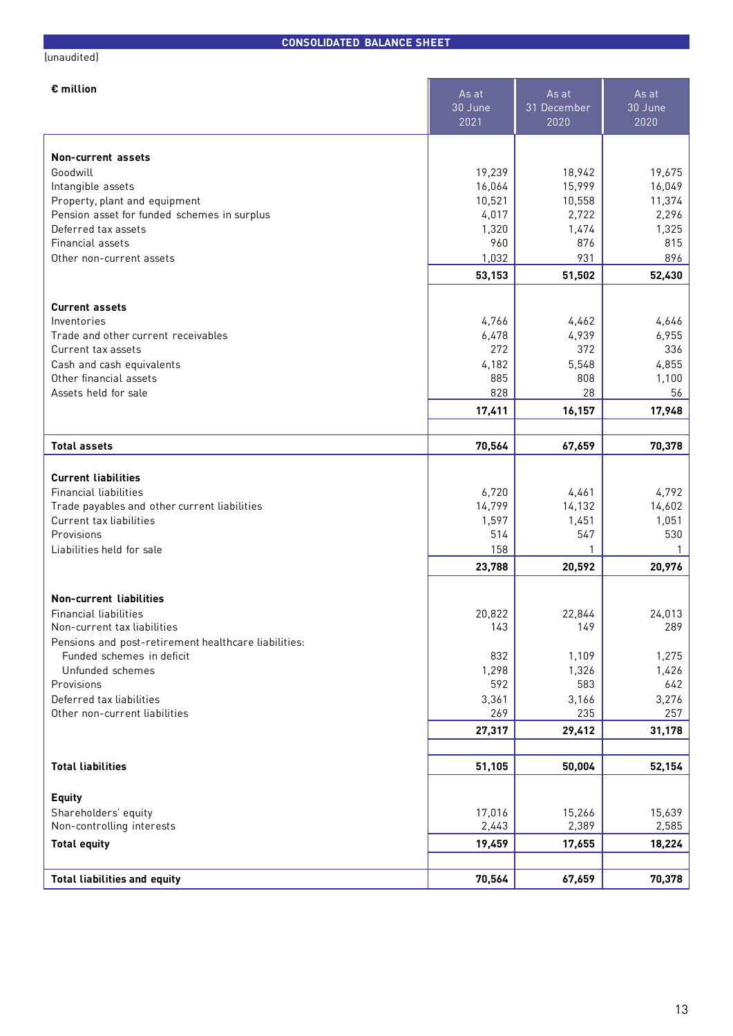# CONSOLIDATED BALANCE SHEET

(unaudited)

| € million | As at 30 June 2021 | As at 31 December 2020 | As at 30 June 2020 |
|---|---|---|---|
| **Non-current assets** | | | |
| Goodwill | 19,239 | 18,942 | 19,675 |
| Intangible assets | 16,064 | 15,999 | 16,049 |
| Property, plant and equipment | 10,521 | 10,558 | 11,374 |
| Pension asset for funded schemes in surplus | 4,017 | 2,722 | 2,296 |
| Deferred tax assets | 1,320 | 1,474 | 1,325 |
| Financial assets | 960 | 876 | 815 |
| Other non-current assets | 1,032 | 931 | 896 |
| | **53,153** | **51,502** | **52,430** |
| **Current assets** | | | |
| Inventories | 4,766 | 4,462 | 4,646 |
| Trade and other current receivables | 6,478 | 4,939 | 6,955 |
| Current tax assets | 272 | 372 | 336 |
| Cash and cash equivalents | 4,182 | 5,548 | 4,855 |
| Other financial assets | 885 | 808 | 1,100 |
| Assets held for sale | 828 | 28 | 56 |
| | **17,411** | **16,157** | **17,948** |
| **Total assets** | **70,564** | **67,659** | **70,378** |
| **Current liabilities** | | | |
| Financial liabilities | 6,720 | 4,461 | 4,792 |
| Trade payables and other current liabilities | 14,799 | 14,132 | 14,602 |
| Current tax liabilities | 1,597 | 1,451 | 1,051 |
| Provisions | 514 | 547 | 530 |
| Liabilities held for sale | 158 | 1 | 1 |
| | **23,788** | **20,592** | **20,976** |
| **Non-current liabilities** | | | |
| Financial liabilities | 20,822 | 22,844 | 24,013 |
| Non-current tax liabilities | 143 | 149 | 289 |
| Pensions and post-retirement healthcare liabilities: | | | |
| Funded schemes in deficit | 832 | 1,109 | 1,275 |
| Unfunded schemes | 1,298 | 1,326 | 1,426 |
| Provisions | 592 | 583 | 642 |
| Deferred tax liabilities | 3,361 | 3,166 | 3,276 |
| Other non-current liabilities | 269 | 235 | 257 |
| | **27,317** | **29,412** | **31,178** |
| **Total liabilities** | **51,105** | **50,004** | **52,154** |
| **Equity** | | | |
| Shareholders' equity | 17,016 | 15,266 | 15,639 |
| Non-controlling interests | 2,443 | 2,389 | 2,585 |
| **Total equity** | **19,459** | **17,655** | **18,224** |
| **Total liabilities and equity** | **70,564** | **67,659** | **70,378** |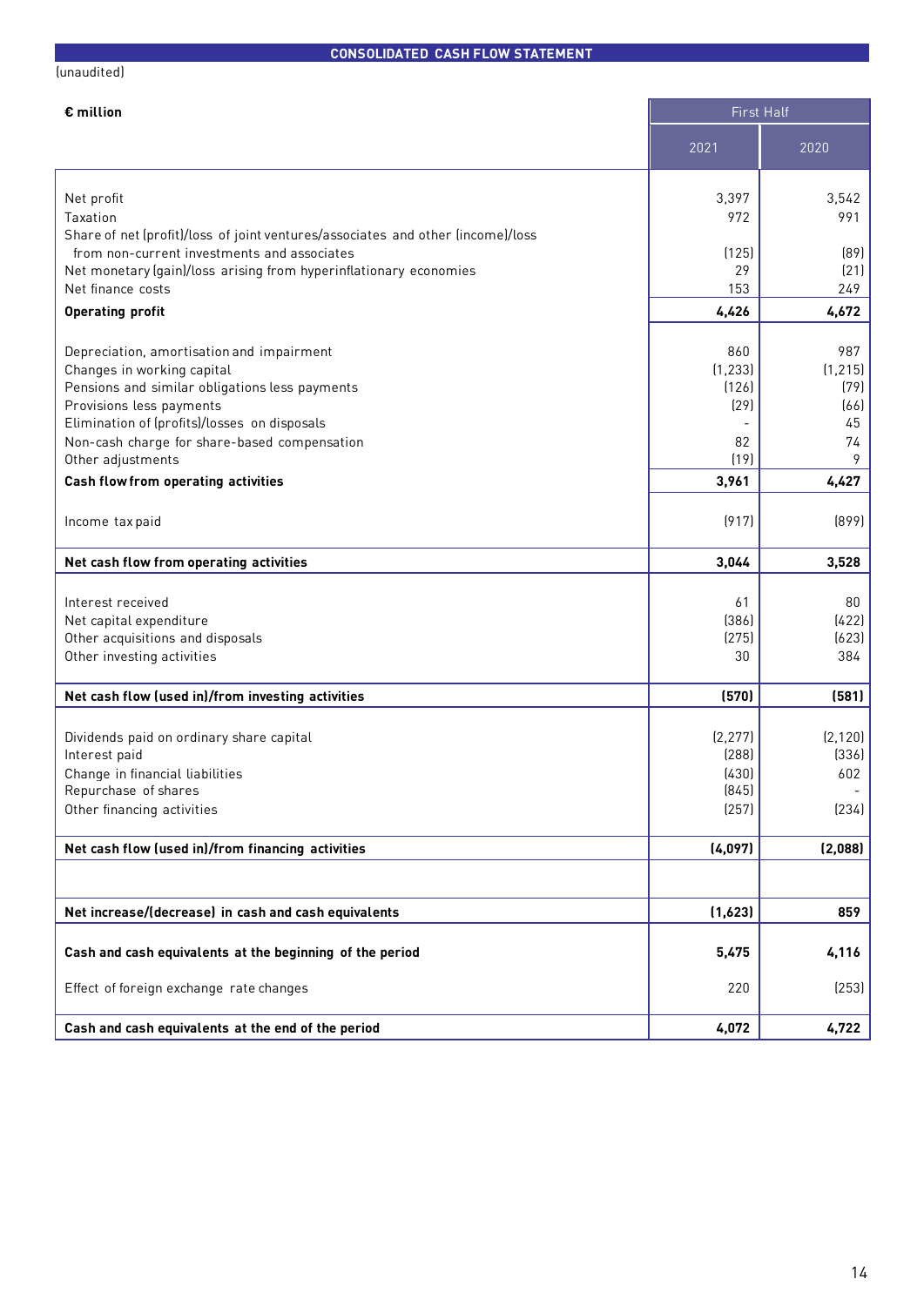## CONSOLIDATED CASH FLOW STATEMENT

(unaudited)

| € million | First Half | |
|---|---|---|
| | 2021 | 2020 |
| Net profit | 3,397 | 3,542 |
| Taxation | 972 | 991 |
| Share of net (profit)/loss of joint ventures/associates and other (income)/loss from non-current investments and associates | (125) | (89) |
| Net monetary (gain)/loss arising from hyperinflationary economies | 29 | (21) |
| Net finance costs | 153 | 249 |
| **Operating profit** | **4,426** | **4,672** |
| Depreciation, amortisation and impairment | 860 | 987 |
| Changes in working capital | (1,233) | (1,215) |
| Pensions and similar obligations less payments | (126) | (79) |
| Provisions less payments | (29) | (66) |
| Elimination of (profits)/losses on disposals | - | 45 |
| Non-cash charge for share-based compensation | 82 | 74 |
| Other adjustments | (19) | 9 |
| **Cash flow from operating activities** | **3,961** | **4,427** |
| Income tax paid | (917) | (899) |
| **Net cash flow from operating activities** | **3,044** | **3,528** |
| Interest received | 61 | 80 |
| Net capital expenditure | (386) | (422) |
| Other acquisitions and disposals | (275) | (623) |
| Other investing activities | 30 | 384 |
| **Net cash flow (used in)/from investing activities** | **(570)** | **(581)** |
| Dividends paid on ordinary share capital | (2,277) | (2,120) |
| Interest paid | (288) | (336) |
| Change in financial liabilities | (430) | 602 |
| Repurchase of shares | (845) | - |
| Other financing activities | (257) | (234) |
| **Net cash flow (used in)/from financing activities** | **(4,097)** | **(2,088)** |
| **Net increase/(decrease) in cash and cash equivalents** | **(1,623)** | **859** |
| **Cash and cash equivalents at the beginning of the period** | **5,475** | **4,116** |
| Effect of foreign exchange rate changes | 220 | (253) |
| **Cash and cash equivalents at the end of the period** | **4,072** | **4,722** |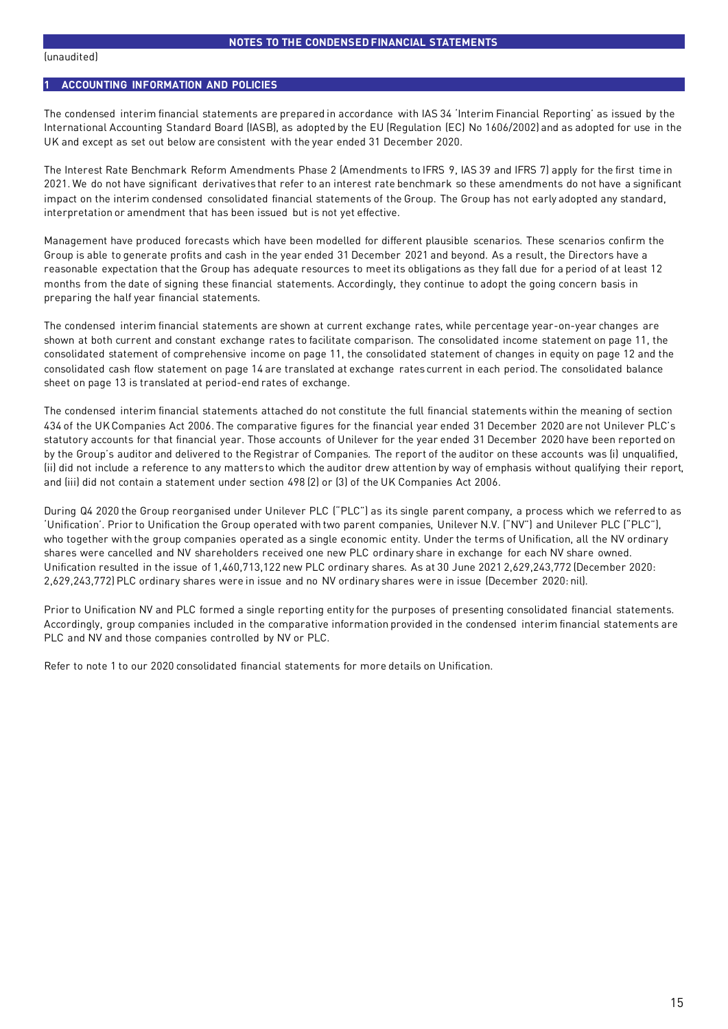## NOTES TO THE CONDENSED FINANCIAL STATEMENTS

(unaudited)

### 1 ACCOUNTING INFORMATION AND POLICIES

The condensed interim financial statements are prepared in accordance with IAS 34 'Interim Financial Reporting' as issued by the International Accounting Standard Board (IASB), as adopted by the EU (Regulation (EC) No 1606/2002) and as adopted for use in the UK and except as set out below are consistent with the year ended 31 December 2020.

The Interest Rate Benchmark Reform Amendments Phase 2 (Amendments to IFRS 9, IAS 39 and IFRS 7) apply for the first time in 2021. We do not have significant derivatives that refer to an interest rate benchmark so these amendments do not have a significant impact on the interim condensed consolidated financial statements of the Group. The Group has not early adopted any standard, interpretation or amendment that has been issued but is not yet effective.

Management have produced forecasts which have been modelled for different plausible scenarios. These scenarios confirm the Group is able to generate profits and cash in the year ended 31 December 2021 and beyond. As a result, the Directors have a reasonable expectation that the Group has adequate resources to meet its obligations as they fall due for a period of at least 12 months from the date of signing these financial statements. Accordingly, they continue to adopt the going concern basis in preparing the half year financial statements.

The condensed interim financial statements are shown at current exchange rates, while percentage year-on-year changes are shown at both current and constant exchange rates to facilitate comparison. The consolidated income statement on page 11, the consolidated statement of comprehensive income on page 11, the consolidated statement of changes in equity on page 12 and the consolidated cash flow statement on page 14 are translated at exchange rates current in each period. The consolidated balance sheet on page 13 is translated at period-end rates of exchange.

The condensed interim financial statements attached do not constitute the full financial statements within the meaning of section 434 of the UK Companies Act 2006. The comparative figures for the financial year ended 31 December 2020 are not Unilever PLC's statutory accounts for that financial year. Those accounts of Unilever for the year ended 31 December 2020 have been reported on by the Group's auditor and delivered to the Registrar of Companies. The report of the auditor on these accounts was (i) unqualified, (ii) did not include a reference to any matters to which the auditor drew attention by way of emphasis without qualifying their report, and (iii) did not contain a statement under section 498 (2) or (3) of the UK Companies Act 2006.

During Q4 2020 the Group reorganised under Unilever PLC ("PLC") as its single parent company, a process which we referred to as 'Unification'. Prior to Unification the Group operated with two parent companies, Unilever N.V. ("NV") and Unilever PLC ("PLC"), who together with the group companies operated as a single economic entity. Under the terms of Unification, all the NV ordinary shares were cancelled and NV shareholders received one new PLC ordinary share in exchange for each NV share owned. Unification resulted in the issue of 1,460,713,122 new PLC ordinary shares. As at 30 June 2021 2,629,243,772 (December 2020: 2,629,243,772) PLC ordinary shares were in issue and no NV ordinary shares were in issue (December 2020: nil).

Prior to Unification NV and PLC formed a single reporting entity for the purposes of presenting consolidated financial statements. Accordingly, group companies included in the comparative information provided in the condensed interim financial statements are PLC and NV and those companies controlled by NV or PLC.

Refer to note 1 to our 2020 consolidated financial statements for more details on Unification.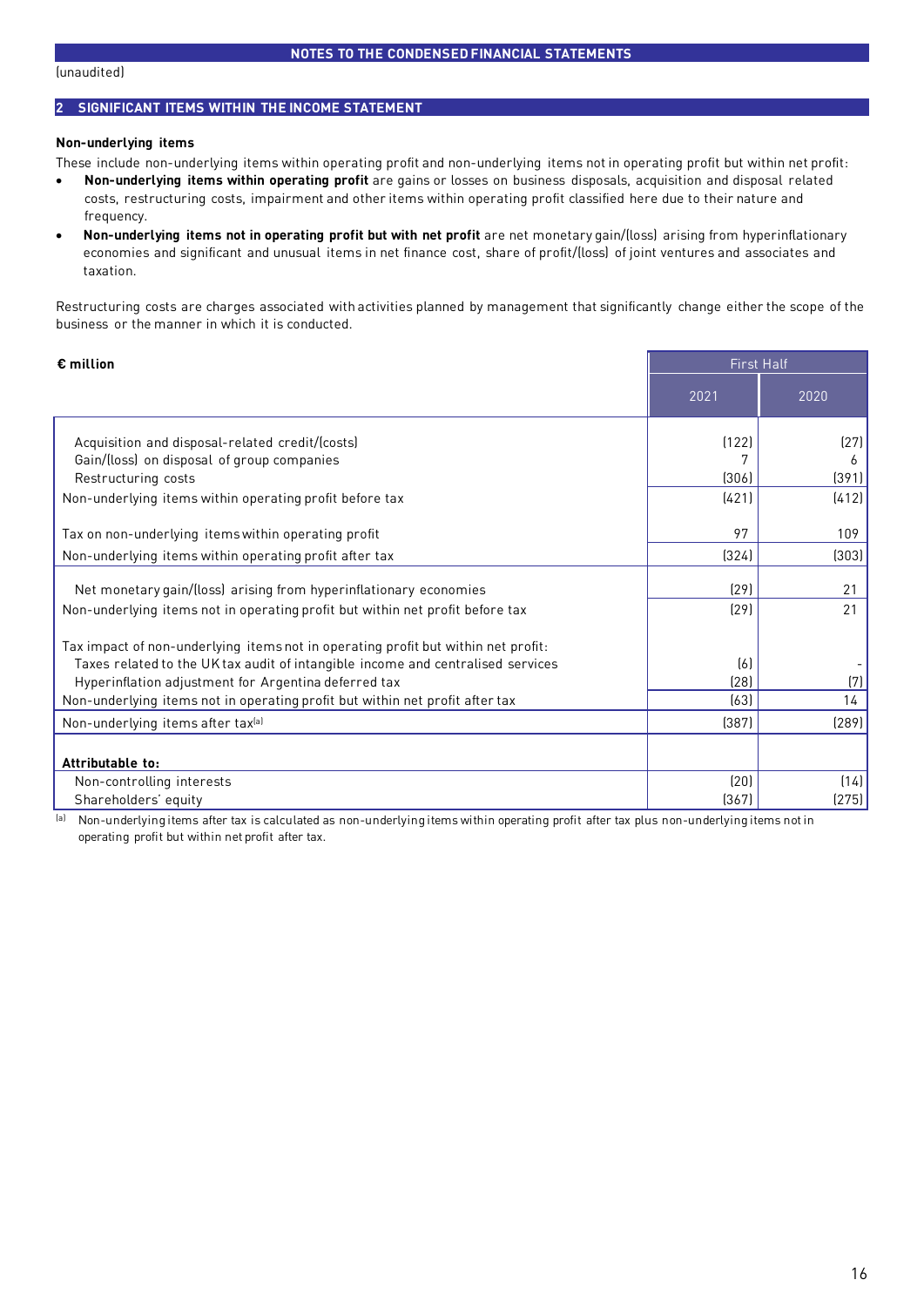NOTES TO THE CONDENSED FINANCIAL STATEMENTS

(unaudited)

## 2 SIGNIFICANT ITEMS WITHIN THE INCOME STATEMENT

**Non-underlying items**

These include non-underlying items within operating profit and non-underlying items not in operating profit but within net profit:

- **Non-underlying items within operating profit** are gains or losses on business disposals, acquisition and disposal related costs, restructuring costs, impairment and other items within operating profit classified here due to their nature and frequency.
- **Non-underlying items not in operating profit but with net profit** are net monetary gain/(loss) arising from hyperinflationary economies and significant and unusual items in net finance cost, share of profit/(loss) of joint ventures and associates and taxation.

Restructuring costs are charges associated with activities planned by management that significantly change either the scope of the business or the manner in which it is conducted.

| € million | First Half | |
|---|---|---|
| | 2021 | 2020 |
| Acquisition and disposal-related credit/(costs) | (122) | (27) |
| Gain/(loss) on disposal of group companies | 7 | 6 |
| Restructuring costs | (306) | (391) |
| Non-underlying items within operating profit before tax | (421) | (412) |
| Tax on non-underlying items within operating profit | 97 | 109 |
| Non-underlying items within operating profit after tax | (324) | (303) |
| Net monetary gain/(loss) arising from hyperinflationary economies | (29) | 21 |
| Non-underlying items not in operating profit but within net profit before tax | (29) | 21 |
| Tax impact of non-underlying items not in operating profit but within net profit: | | |
| Taxes related to the UK tax audit of intangible income and centralised services | (6) | - |
| Hyperinflation adjustment for Argentina deferred tax | (28) | (7) |
| Non-underlying items not in operating profit but within net profit after tax | (63) | 14 |
| Non-underlying items after tax[a] | (387) | (289) |
| **Attributable to:** | | |
| Non-controlling interests | (20) | (14) |
| Shareholders' equity | (367) | (275) |

[a] Non-underlying items after tax is calculated as non-underlying items within operating profit after tax plus non-underlying items not in operating profit but within net profit after tax.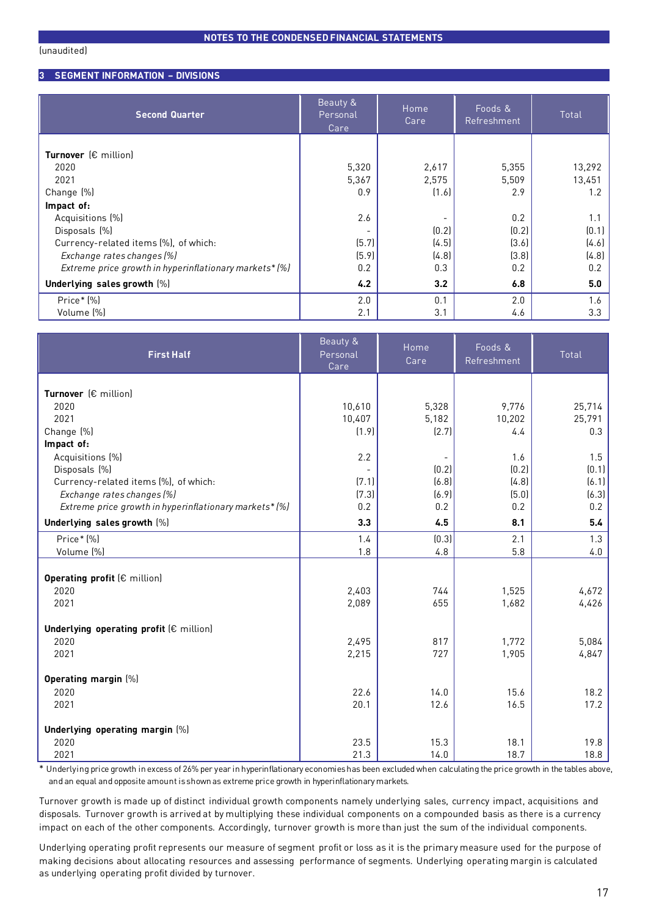(unaudited)

## 3 SEGMENT INFORMATION – DIVISIONS

| Second Quarter | Beauty & Personal Care | Home Care | Foods & Refreshment | Total |
|---|---|---|---|---|
| **Turnover** (€ million) | | | | |
| 2020 | 5,320 | 2,617 | 5,355 | 13,292 |
| 2021 | 5,367 | 2,575 | 5,509 | 13,451 |
| Change (%) | 0.9 | (1.6) | 2.9 | 1.2 |
| **Impact of:** | | | | |
| Acquisitions (%) | 2.6 | - | 0.2 | 1.1 |
| Disposals (%) | - | (0.2) | (0.2) | (0.1) |
| Currency-related items (%), of which: | (5.7) | (4.5) | (3.6) | (4.6) |
| *Exchange rates changes (%)* | (5.9) | (4.8) | (3.8) | (4.8) |
| *Extreme price growth in hyperinflationary markets\* (%)* | 0.2 | 0.3 | 0.2 | 0.2 |
| **Underlying sales growth** (%) | **4.2** | **3.2** | **6.8** | **5.0** |
| Price* (%) | 2.0 | 0.1 | 2.0 | 1.6 |
| Volume (%) | 2.1 | 3.1 | 4.6 | 3.3 |

| First Half | Beauty & Personal Care | Home Care | Foods & Refreshment | Total |
|---|---|---|---|---|
| **Turnover** (€ million) | | | | |
| 2020 | 10,610 | 5,328 | 9,776 | 25,714 |
| 2021 | 10,407 | 5,182 | 10,202 | 25,791 |
| Change (%) | (1.9) | (2.7) | 4.4 | 0.3 |
| **Impact of:** | | | | |
| Acquisitions (%) | 2.2 | - | 1.6 | 1.5 |
| Disposals (%) | - | (0.2) | (0.2) | (0.1) |
| Currency-related items (%), of which: | (7.1) | (6.8) | (4.8) | (6.1) |
| *Exchange rates changes (%)* | (7.3) | (6.9) | (5.0) | (6.3) |
| *Extreme price growth in hyperinflationary markets\* (%)* | 0.2 | 0.2 | 0.2 | 0.2 |
| **Underlying sales growth** (%) | **3.3** | **4.5** | **8.1** | **5.4** |
| Price* (%) | 1.4 | (0.3) | 2.1 | 1.3 |
| Volume (%) | 1.8 | 4.8 | 5.8 | 4.0 |
| **Operating profit** (€ million) | | | | |
| 2020 | 2,403 | 744 | 1,525 | 4,672 |
| 2021 | 2,089 | 655 | 1,682 | 4,426 |
| **Underlying operating profit** (€ million) | | | | |
| 2020 | 2,495 | 817 | 1,772 | 5,084 |
| 2021 | 2,215 | 727 | 1,905 | 4,847 |
| **Operating margin** (%) | | | | |
| 2020 | 22.6 | 14.0 | 15.6 | 18.2 |
| 2021 | 20.1 | 12.6 | 16.5 | 17.2 |
| **Underlying operating margin** (%) | | | | |
| 2020 | 23.5 | 15.3 | 18.1 | 19.8 |
| 2021 | 21.3 | 14.0 | 18.7 | 18.8 |

\* Underlying price growth in excess of 26% per year in hyperinflationary economies has been excluded when calculating the price growth in the tables above, and an equal and opposite amount is shown as extreme price growth in hyperinflationary markets.

Turnover growth is made up of distinct individual growth components namely underlying sales, currency impact, acquisitions and disposals. Turnover growth is arrived at by multiplying these individual components on a compounded basis as there is a currency impact on each of the other components. Accordingly, turnover growth is more than just the sum of the individual components.

Underlying operating profit represents our measure of segment profit or loss as it is the primary measure used for the purpose of making decisions about allocating resources and assessing performance of segments. Underlying operating margin is calculated as underlying operating profit divided by turnover.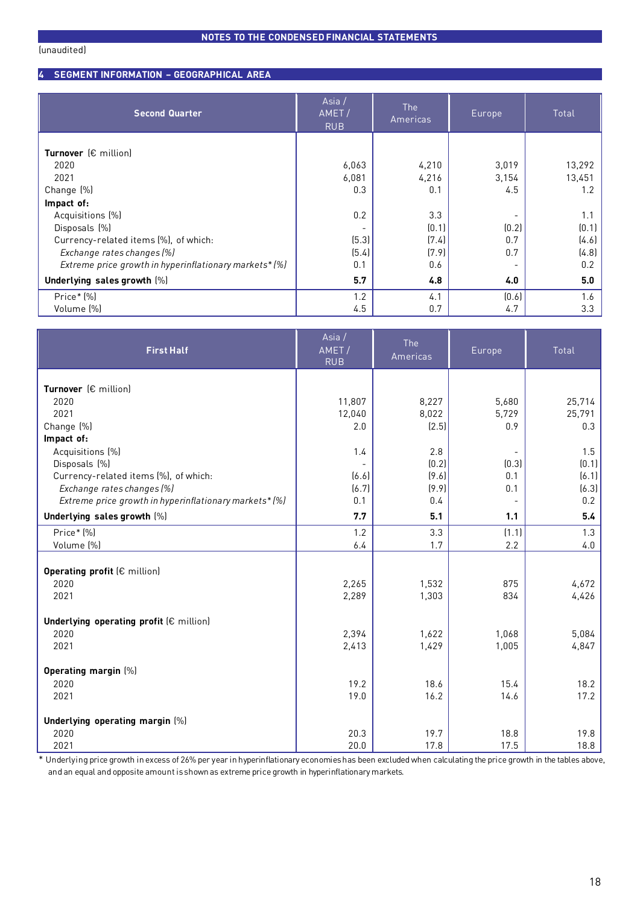## NOTES TO THE CONDENSED FINANCIAL STATEMENTS

(unaudited)

### 4 SEGMENT INFORMATION – GEOGRAPHICAL AREA

| Second Quarter | Asia / AMET / RUB | The Americas | Europe | Total |
|---|---|---|---|---|
| **Turnover** (€ million) | | | | |
| 2020 | 6,063 | 4,210 | 3,019 | 13,292 |
| 2021 | 6,081 | 4,216 | 3,154 | 13,451 |
| Change (%) | 0.3 | 0.1 | 4.5 | 1.2 |
| **Impact of:** | | | | |
| Acquisitions (%) | 0.2 | 3.3 | - | 1.1 |
| Disposals (%) | - | (0.1) | (0.2) | (0.1) |
| Currency-related items (%), of which: | (5.3) | (7.4) | 0.7 | (4.6) |
| *Exchange rates changes (%)* | (5.4) | (7.9) | 0.7 | (4.8) |
| *Extreme price growth in hyperinflationary markets* (%)* | 0.1 | 0.6 | - | 0.2 |
| **Underlying sales growth** (%) | **5.7** | **4.8** | **4.0** | **5.0** |
| Price* (%) | 1.2 | 4.1 | (0.6) | 1.6 |
| Volume (%) | 4.5 | 0.7 | 4.7 | 3.3 |

| First Half | Asia / AMET / RUB | The Americas | Europe | Total |
|---|---|---|---|---|
| **Turnover** (€ million) | | | | |
| 2020 | 11,807 | 8,227 | 5,680 | 25,714 |
| 2021 | 12,040 | 8,022 | 5,729 | 25,791 |
| Change (%) | 2.0 | (2.5) | 0.9 | 0.3 |
| **Impact of:** | | | | |
| Acquisitions (%) | 1.4 | 2.8 | - | 1.5 |
| Disposals (%) | - | (0.2) | (0.3) | (0.1) |
| Currency-related items (%), of which: | (6.6) | (9.6) | 0.1 | (6.1) |
| *Exchange rates changes (%)* | (6.7) | (9.9) | 0.1 | (6.3) |
| *Extreme price growth in hyperinflationary markets* (%)* | 0.1 | 0.4 | - | 0.2 |
| **Underlying sales growth** (%) | **7.7** | **5.1** | **1.1** | **5.4** |
| Price* (%) | 1.2 | 3.3 | (1.1) | 1.3 |
| Volume (%) | 6.4 | 1.7 | 2.2 | 4.0 |
| **Operating profit** (€ million) | | | | |
| 2020 | 2,265 | 1,532 | 875 | 4,672 |
| 2021 | 2,289 | 1,303 | 834 | 4,426 |
| **Underlying operating profit** (€ million) | | | | |
| 2020 | 2,394 | 1,622 | 1,068 | 5,084 |
| 2021 | 2,413 | 1,429 | 1,005 | 4,847 |
| **Operating margin** (%) | | | | |
| 2020 | 19.2 | 18.6 | 15.4 | 18.2 |
| 2021 | 19.0 | 16.2 | 14.6 | 17.2 |
| **Underlying operating margin** (%) | | | | |
| 2020 | 20.3 | 19.7 | 18.8 | 19.8 |
| 2021 | 20.0 | 17.8 | 17.5 | 18.8 |

\* Underlying price growth in excess of 26% per year in hyperinflationary economies has been excluded when calculating the price growth in the tables above, and an equal and opposite amount is shown as extreme price growth in hyperinflationary markets.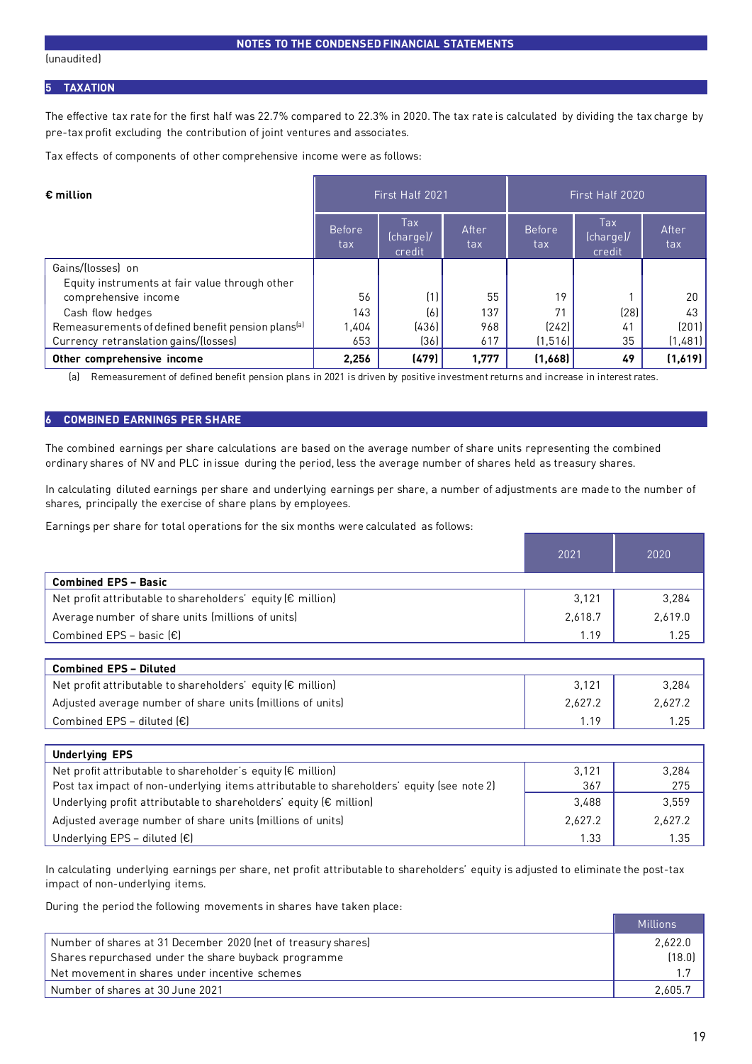(unaudited)

## 5 TAXATION

The effective tax rate for the first half was 22.7% compared to 22.3% in 2020. The tax rate is calculated by dividing the tax charge by pre-tax profit excluding the contribution of joint ventures and associates.

Tax effects of components of other comprehensive income were as follows:

| € million | First Half 2021 | | | First Half 2020 | | |
|---|---|---|---|---|---|---|
| | Before tax | Tax (charge)/ credit | After tax | Before tax | Tax (charge)/ credit | After tax |
| Gains/(losses) on | | | | | | |
| Equity instruments at fair value through other comprehensive income | 56 | (1) | 55 | 19 | 1 | 20 |
| Cash flow hedges | 143 | (6) | 137 | 71 | (28) | 43 |
| Remeasurements of defined benefit pension plans[a] | 1,404 | (436) | 968 | (242) | 41 | (201) |
| Currency retranslation gains/(losses) | 653 | (36) | 617 | (1,516) | 35 | (1,481) |
| **Other comprehensive income** | **2,256** | **(479)** | **1,777** | **(1,668)** | **49** | **(1,619)** |

(a) Remeasurement of defined benefit pension plans in 2021 is driven by positive investment returns and increase in interest rates.

## 6 COMBINED EARNINGS PER SHARE

The combined earnings per share calculations are based on the average number of share units representing the combined ordinary shares of NV and PLC in issue during the period, less the average number of shares held as treasury shares.

In calculating diluted earnings per share and underlying earnings per share, a number of adjustments are made to the number of shares, principally the exercise of share plans by employees.

Earnings per share for total operations for the six months were calculated as follows:

| | 2021 | 2020 |
|---|---|---|
| **Combined EPS – Basic** | | |
| Net profit attributable to shareholders' equity (€ million) | 3,121 | 3,284 |
| Average number of share units (millions of units) | 2,618.7 | 2,619.0 |
| Combined EPS – basic (€) | 1.19 | 1.25 |
| **Combined EPS – Diluted** | | |
| Net profit attributable to shareholders' equity (€ million) | 3,121 | 3,284 |
| Adjusted average number of share units (millions of units) | 2,627.2 | 2,627.2 |
| Combined EPS – diluted (€) | 1.19 | 1.25 |
| **Underlying EPS** | | |
| Net profit attributable to shareholder's equity (€ million) | 3,121 | 3,284 |
| Post tax impact of non-underlying items attributable to shareholders' equity (see note 2) | 367 | 275 |
| Underlying profit attributable to shareholders' equity (€ million) | 3,488 | 3,559 |
| Adjusted average number of share units (millions of units) | 2,627.2 | 2,627.2 |
| Underlying EPS – diluted (€) | 1.33 | 1.35 |

In calculating underlying earnings per share, net profit attributable to shareholders' equity is adjusted to eliminate the post-tax impact of non-underlying items.

During the period the following movements in shares have taken place:

| | Millions |
|---|---|
| Number of shares at 31 December 2020 (net of treasury shares) | 2,622.0 |
| Shares repurchased under the share buyback programme | (18.0) |
| Net movement in shares under incentive schemes | 1.7 |
| Number of shares at 30 June 2021 | 2,605.7 |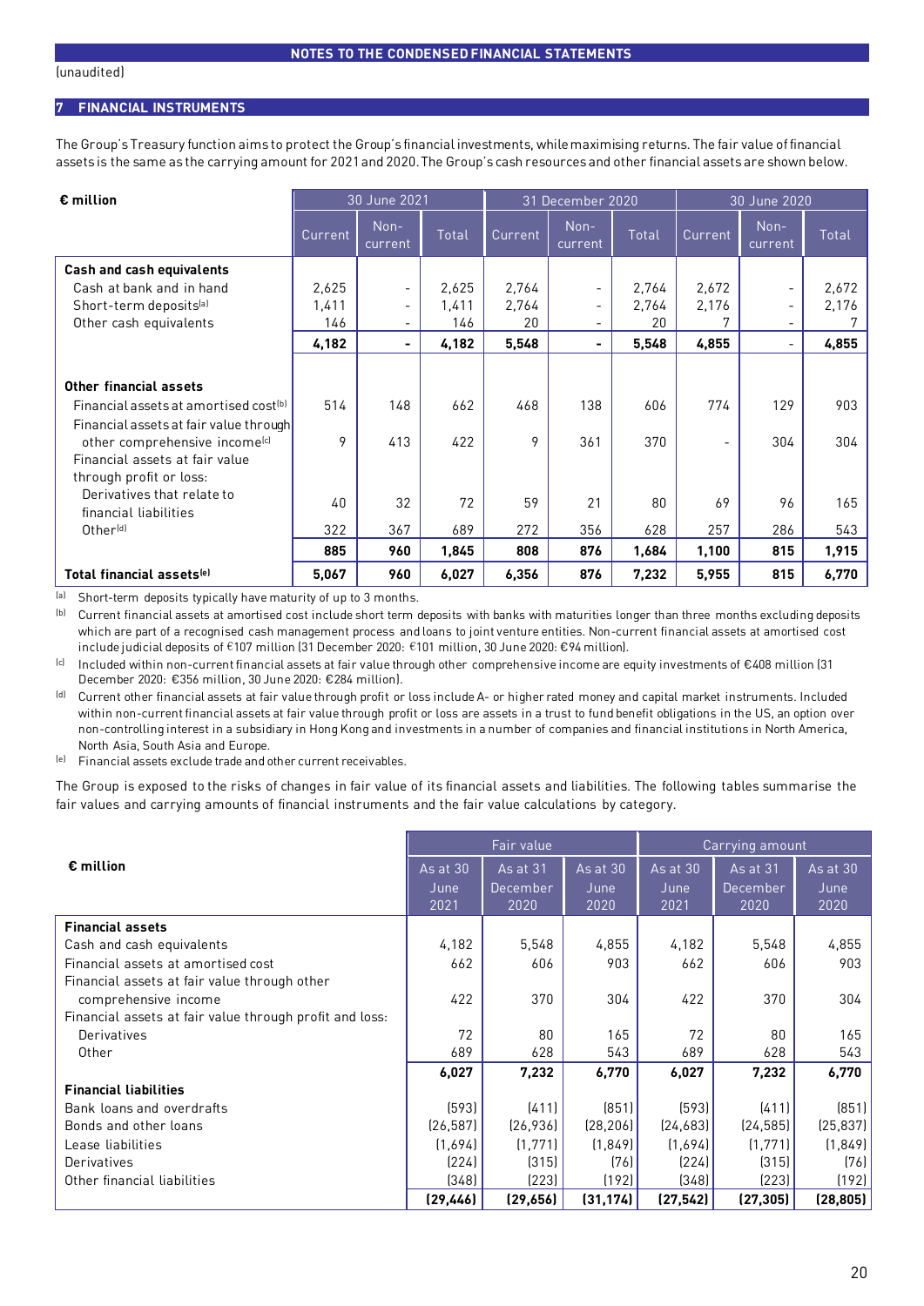NOTES TO THE CONDENSED FINANCIAL STATEMENTS

(unaudited)

## 7 FINANCIAL INSTRUMENTS

The Group's Treasury function aims to protect the Group's financial investments, while maximising returns. The fair value of financial assets is the same as the carrying amount for 2021 and 2020. The Group's cash resources and other financial assets are shown below.

| € million | 30 June 2021 | | | 31 December 2020 | | | 30 June 2020 | | |
|---|---|---|---|---|---|---|---|---|---|
| | Current | Non-current | Total | Current | Non-current | Total | Current | Non-current | Total |
| **Cash and cash equivalents** | | | | | | | | | |
| Cash at bank and in hand | 2,625 | - | 2,625 | 2,764 | - | 2,764 | 2,672 | - | 2,672 |
| Short-term deposits[a] | 1,411 | - | 1,411 | 2,764 | - | 2,764 | 2,176 | - | 2,176 |
| Other cash equivalents | 146 | - | 146 | 20 | - | 20 | 7 | - | 7 |
| | **4,182** | **-** | **4,182** | **5,548** | **-** | **5,548** | **4,855** | - | **4,855** |
| **Other financial assets** | | | | | | | | | |
| Financial assets at amortised cost[b] | 514 | 148 | 662 | 468 | 138 | 606 | 774 | 129 | 903 |
| Financial assets at fair value through other comprehensive income[c] | 9 | 413 | 422 | 9 | 361 | 370 | - | 304 | 304 |
| Financial assets at fair value through profit or loss: | | | | | | | | | |
| Derivatives that relate to financial liabilities | 40 | 32 | 72 | 59 | 21 | 80 | 69 | 96 | 165 |
| Other[d] | 322 | 367 | 689 | 272 | 356 | 628 | 257 | 286 | 543 |
| | **885** | **960** | **1,845** | **808** | **876** | **1,684** | **1,100** | **815** | **1,915** |
| **Total financial assets[e]** | **5,067** | **960** | **6,027** | **6,356** | **876** | **7,232** | **5,955** | **815** | **6,770** |

[a] Short-term deposits typically have maturity of up to 3 months.

[b] Current financial assets at amortised cost include short term deposits with banks with maturities longer than three months excluding deposits which are part of a recognised cash management process and loans to joint venture entities. Non-current financial assets at amortised cost include judicial deposits of €107 million (31 December 2020: €101 million, 30 June 2020: €94 million).

[c] Included within non-current financial assets at fair value through other comprehensive income are equity investments of €408 million (31 December 2020: €356 million, 30 June 2020: €284 million).

[d] Current other financial assets at fair value through profit or loss include A- or higher rated money and capital market instruments. Included within non-current financial assets at fair value through profit or loss are assets in a trust to fund benefit obligations in the US, an option over non-controlling interest in a subsidiary in Hong Kong and investments in a number of companies and financial institutions in North America, North Asia, South Asia and Europe.

[e] Financial assets exclude trade and other current receivables.

The Group is exposed to the risks of changes in fair value of its financial assets and liabilities. The following tables summarise the fair values and carrying amounts of financial instruments and the fair value calculations by category.

| € million | Fair value | | | Carrying amount | | |
|---|---|---|---|---|---|---|
| | As at 30 June 2021 | As at 31 December 2020 | As at 30 June 2020 | As at 30 June 2021 | As at 31 December 2020 | As at 30 June 2020 |
| **Financial assets** | | | | | | |
| Cash and cash equivalents | 4,182 | 5,548 | 4,855 | 4,182 | 5,548 | 4,855 |
| Financial assets at amortised cost | 662 | 606 | 903 | 662 | 606 | 903 |
| Financial assets at fair value through other comprehensive income | 422 | 370 | 304 | 422 | 370 | 304 |
| Financial assets at fair value through profit and loss: | | | | | | |
| Derivatives | 72 | 80 | 165 | 72 | 80 | 165 |
| Other | 689 | 628 | 543 | 689 | 628 | 543 |
| | **6,027** | **7,232** | **6,770** | **6,027** | **7,232** | **6,770** |
| **Financial liabilities** | | | | | | |
| Bank loans and overdrafts | (593) | (411) | (851) | (593) | (411) | (851) |
| Bonds and other loans | (26,587) | (26,936) | (28,206) | (24,683) | (24,585) | (25,837) |
| Lease liabilities | (1,694) | (1,771) | (1,849) | (1,694) | (1,771) | (1,849) |
| Derivatives | (224) | (315) | (76) | (224) | (315) | (76) |
| Other financial liabilities | (348) | (223) | (192) | (348) | (223) | (192) |
| | **(29,446)** | **(29,656)** | **(31,174)** | **(27,542)** | **(27,305)** | **(28,805)** |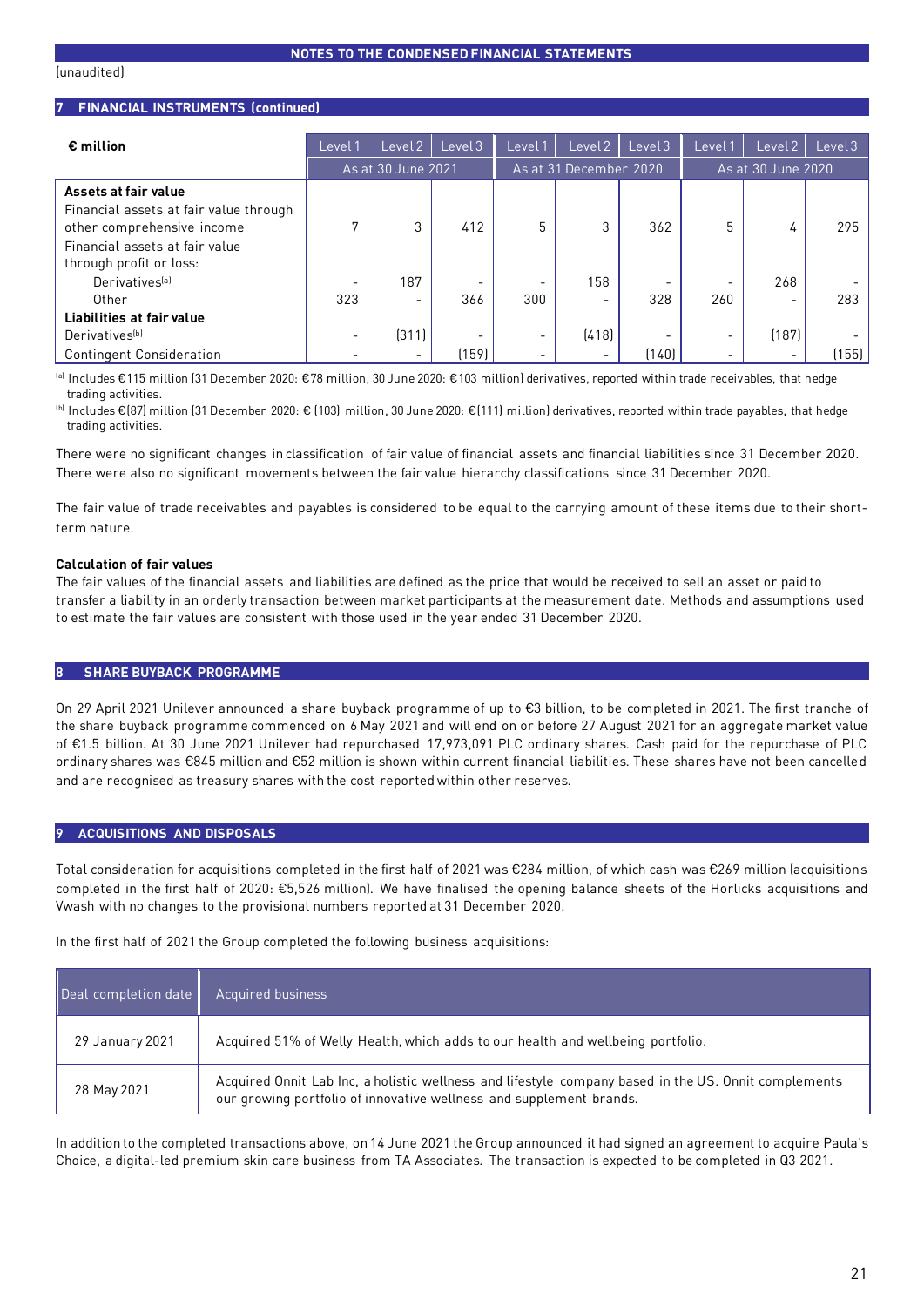(unaudited)

## 7 FINANCIAL INSTRUMENTS (continued)

| € million | Level 1 | Level 2 | Level 3 | Level 1 | Level 2 | Level 3 | Level 1 | Level 2 | Level 3 |
|---|---|---|---|---|---|---|---|---|---|
| | As at 30 June 2021 | | | As at 31 December 2020 | | | As at 30 June 2020 | | |
| **Assets at fair value** | | | | | | | | | |
| Financial assets at fair value through other comprehensive income | 7 | 3 | 412 | 5 | 3 | 362 | 5 | 4 | 295 |
| Financial assets at fair value through profit or loss: | | | | | | | | | |
| Derivatives[a] | - | 187 | - | - | 158 | - | - | 268 | - |
| Other | 323 | - | 366 | 300 | - | 328 | 260 | - | 283 |
| **Liabilities at fair value** | | | | | | | | | |
| Derivatives[b] | - | (311) | - | - | (418) | - | - | (187) | - |
| Contingent Consideration | - | - | (159) | - | - | (140) | - | - | (155) |

[a] Includes €115 million (31 December 2020: €78 million, 30 June 2020: €103 million) derivatives, reported within trade receivables, that hedge trading activities.

[b] Includes €(87) million (31 December 2020: € (103) million, 30 June 2020: €(111) million) derivatives, reported within trade payables, that hedge trading activities.

There were no significant changes in classification of fair value of financial assets and financial liabilities since 31 December 2020. There were also no significant movements between the fair value hierarchy classifications since 31 December 2020.

The fair value of trade receivables and payables is considered to be equal to the carrying amount of these items due to their short-term nature.

**Calculation of fair values**

The fair values of the financial assets and liabilities are defined as the price that would be received to sell an asset or paid to transfer a liability in an orderly transaction between market participants at the measurement date. Methods and assumptions used to estimate the fair values are consistent with those used in the year ended 31 December 2020.

## 8 SHARE BUYBACK PROGRAMME

On 29 April 2021 Unilever announced a share buyback programme of up to €3 billion, to be completed in 2021. The first tranche of the share buyback programme commenced on 6 May 2021 and will end on or before 27 August 2021 for an aggregate market value of €1.5 billion. At 30 June 2021 Unilever had repurchased 17,973,091 PLC ordinary shares. Cash paid for the repurchase of PLC ordinary shares was €845 million and €52 million is shown within current financial liabilities. These shares have not been cancelled and are recognised as treasury shares with the cost reported within other reserves.

## 9 ACQUISITIONS AND DISPOSALS

Total consideration for acquisitions completed in the first half of 2021 was €284 million, of which cash was €269 million (acquisitions completed in the first half of 2020: €5,526 million). We have finalised the opening balance sheets of the Horlicks acquisitions and Vwash with no changes to the provisional numbers reported at 31 December 2020.

In the first half of 2021 the Group completed the following business acquisitions:

| Deal completion date | Acquired business |
|---|---|
| 29 January 2021 | Acquired 51% of Welly Health, which adds to our health and wellbeing portfolio. |
| 28 May 2021 | Acquired Onnit Lab Inc, a holistic wellness and lifestyle company based in the US. Onnit complements our growing portfolio of innovative wellness and supplement brands. |

In addition to the completed transactions above, on 14 June 2021 the Group announced it had signed an agreement to acquire Paula's Choice, a digital-led premium skin care business from TA Associates. The transaction is expected to be completed in Q3 2021.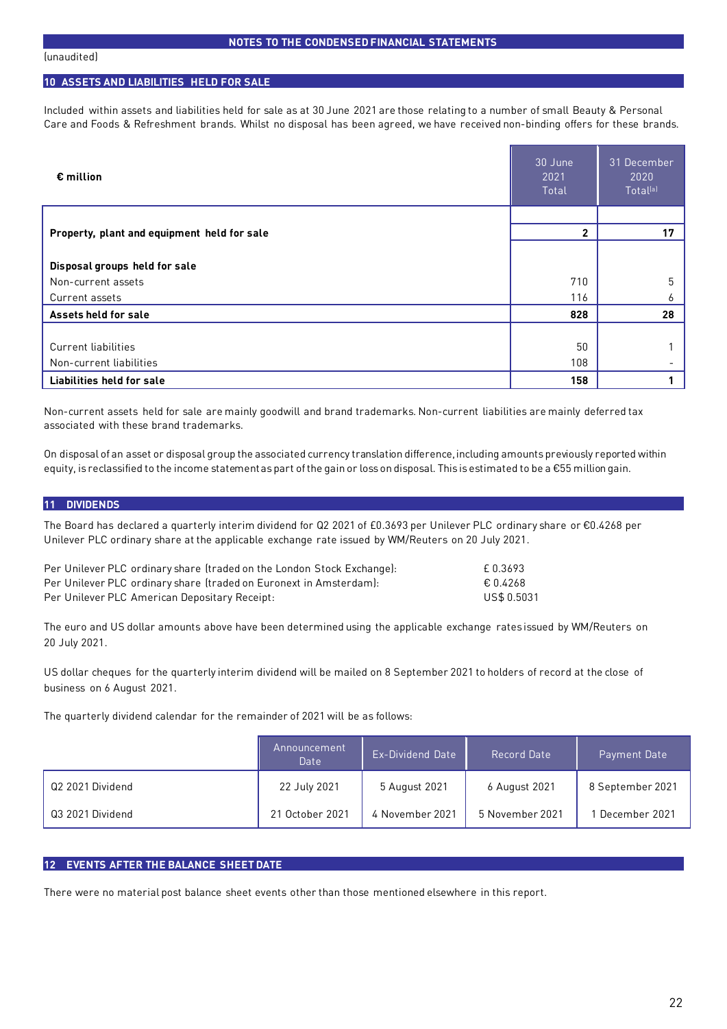(unaudited)

## 10 ASSETS AND LIABILITIES HELD FOR SALE

Included within assets and liabilities held for sale as at 30 June 2021 are those relating to a number of small Beauty & Personal Care and Foods & Refreshment brands. Whilst no disposal has been agreed, we have received non-binding offers for these brands.

| € million | 30 June 2021 Total | 31 December 2020 Total[a] |
|---|---|---|
| **Property, plant and equipment held for sale** | **2** | **17** |
| **Disposal groups held for sale** | | |
| Non-current assets | 710 | 5 |
| Current assets | 116 | 6 |
| **Assets held for sale** | **828** | **28** |
| Current liabilities | 50 | 1 |
| Non-current liabilities | 108 | - |
| **Liabilities held for sale** | **158** | **1** |

Non-current assets held for sale are mainly goodwill and brand trademarks. Non-current liabilities are mainly deferred tax associated with these brand trademarks.

On disposal of an asset or disposal group the associated currency translation difference, including amounts previously reported within equity, is reclassified to the income statement as part of the gain or loss on disposal. This is estimated to be a €55 million gain.

## 11 DIVIDENDS

The Board has declared a quarterly interim dividend for Q2 2021 of £0.3693 per Unilever PLC ordinary share or €0.4268 per Unilever PLC ordinary share at the applicable exchange rate issued by WM/Reuters on 20 July 2021.

| | |
|---|---|
| Per Unilever PLC ordinary share (traded on the London Stock Exchange): | £ 0.3693 |
| Per Unilever PLC ordinary share (traded on Euronext in Amsterdam): | € 0.4268 |
| Per Unilever PLC American Depositary Receipt: | US$ 0.5031 |

The euro and US dollar amounts above have been determined using the applicable exchange rates issued by WM/Reuters on 20 July 2021.

US dollar cheques for the quarterly interim dividend will be mailed on 8 September 2021 to holders of record at the close of business on 6 August 2021.

The quarterly dividend calendar for the remainder of 2021 will be as follows:

| | Announcement Date | Ex-Dividend Date | Record Date | Payment Date |
|---|---|---|---|---|
| Q2 2021 Dividend | 22 July 2021 | 5 August 2021 | 6 August 2021 | 8 September 2021 |
| Q3 2021 Dividend | 21 October 2021 | 4 November 2021 | 5 November 2021 | 1 December 2021 |

## 12 EVENTS AFTER THE BALANCE SHEET DATE

There were no material post balance sheet events other than those mentioned elsewhere in this report.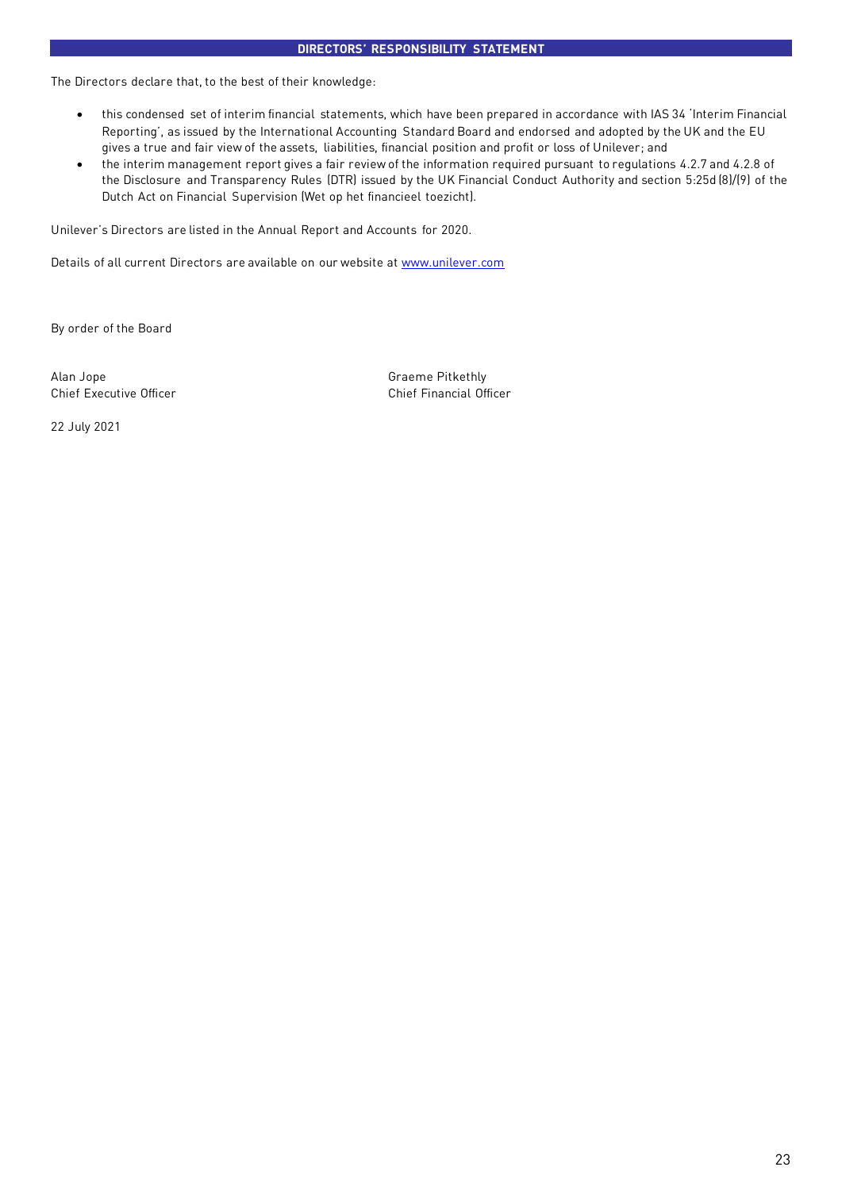# DIRECTORS' RESPONSIBILITY STATEMENT

The Directors declare that, to the best of their knowledge:

- this condensed set of interim financial statements, which have been prepared in accordance with IAS 34 'Interim Financial Reporting', as issued by the International Accounting Standard Board and endorsed and adopted by the UK and the EU gives a true and fair view of the assets, liabilities, financial position and profit or loss of Unilever; and
- the interim management report gives a fair review of the information required pursuant to regulations 4.2.7 and 4.2.8 of the Disclosure and Transparency Rules (DTR) issued by the UK Financial Conduct Authority and section 5:25d (8)/(9) of the Dutch Act on Financial Supervision (Wet op het financieel toezicht).

Unilever's Directors are listed in the Annual Report and Accounts for 2020.

Details of all current Directors are available on our website at www.unilever.com

By order of the Board

Alan Jope
Chief Executive Officer

Graeme Pitkethly
Chief Financial Officer

22 July 2021